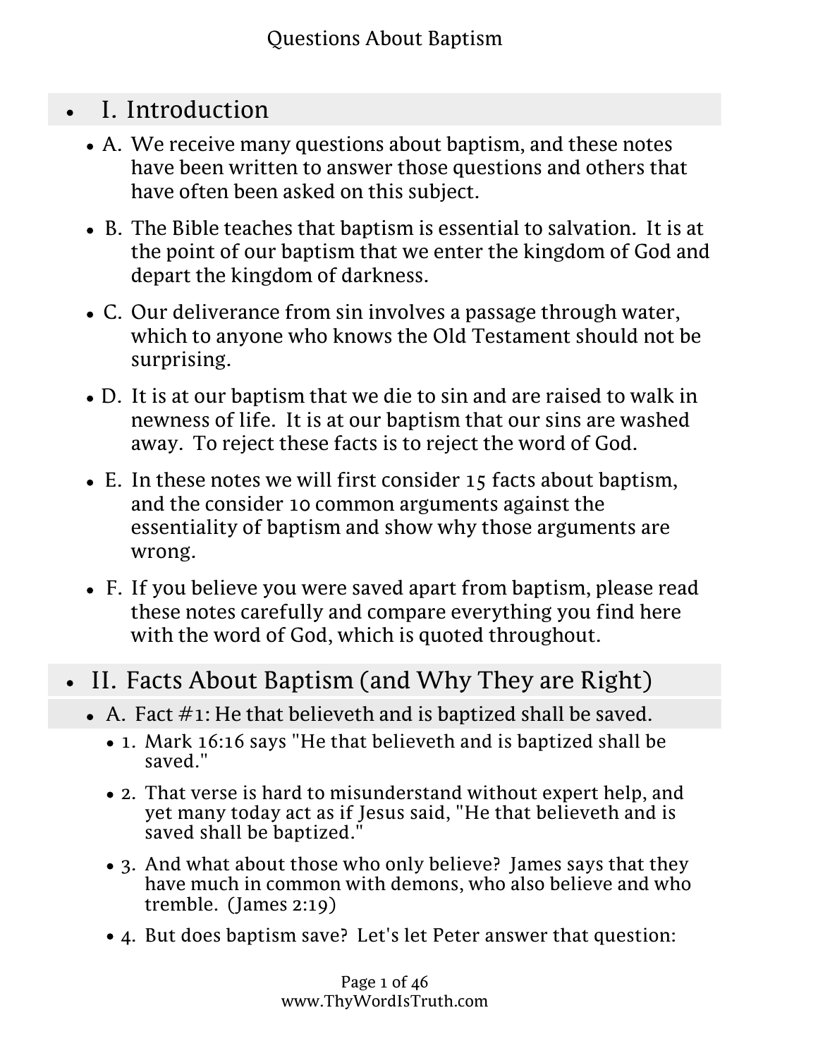# Questions About Baptism

## I. Introduction

- A. We receive many questions about baptism, and these notes have been written to answer those questions and others that have often been asked on this subject.
- B. The Bible teaches that baptism is essential to salvation. It is at the point of our baptism that we enter the kingdom of God and depart the kingdom of darkness.
- C. Our deliverance from sin involves a passage through water, which to anyone who knows the Old Testament should not be surprising.
- D. It is at our baptism that we die to sin and are raised to walk in newness of life. It is at our baptism that our sins are washed away. To reject these facts is to reject the word of God.
- E. In these notes we will first consider 15 facts about baptism, and the consider 10 common arguments against the essentiality of baptism and show why those arguments are wrong.
- F. If you believe you were saved apart from baptism, please read these notes carefully and compare everything you find here with the word of God, which is quoted throughout.

## II. Facts About Baptism (and Why They are Right)

### A. Fact #1: He that believeth and is baptized shall be saved.

- 1. Mark 16:16 says "He that believeth and is baptized shall be saved."
- 2. That verse is hard to misunderstand without expert help, and yet many today act as if Jesus said, "He that believeth and is saved shall be baptized."
- 3. And what about those who only believe? James says that they have much in common with demons, who also believe and who tremble. (James 2:19)
- 4. But does baptism save? Let's let Peter answer that question: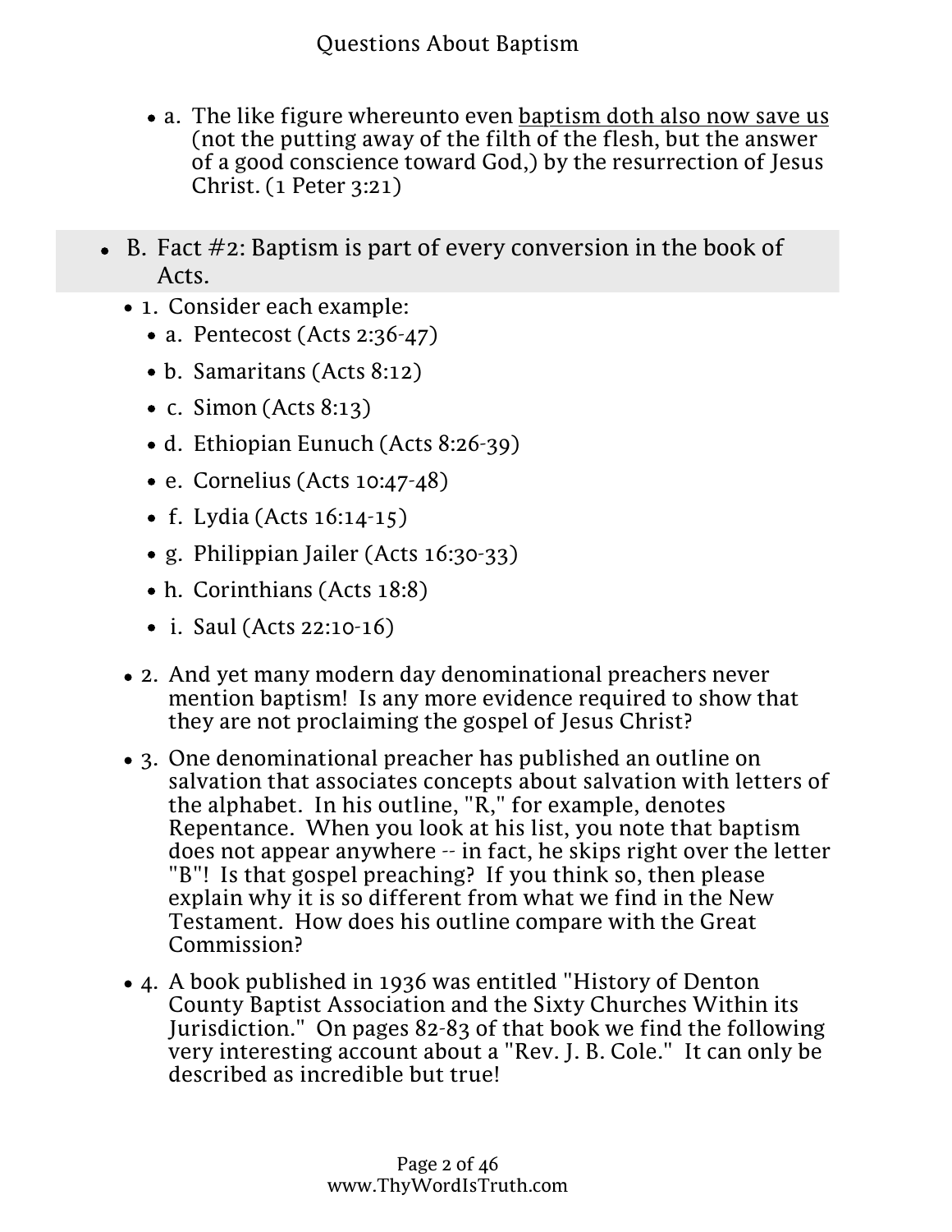- a. The like figure whereunto even <u>baptism doth also now save us</u> (not the putting away of the filth of the flesh, but the answer of a good conscience toward God,) by the resurrection of Jesus Christ. (1 Peter 3:21)

## B. Fact #2: Baptism is part of every conversion in the book of Acts.

- 1. Consider each example:
  - a. Pentecost (Acts 2:36-47)
  - b. Samaritans (Acts 8:12)
  - c. Simon (Acts 8:13)
  - d. Ethiopian Eunuch (Acts 8:26-39)
  - e. Cornelius (Acts 10:47-48)
  - f. Lydia (Acts 16:14-15)
  - g. Philippian Jailer (Acts 16:30-33)
  - h. Corinthians (Acts 18:8)
  - i. Saul (Acts 22:10-16)
- 2. And yet many modern day denominational preachers never mention baptism! Is any more evidence required to show that they are not proclaiming the gospel of Jesus Christ?
- 3. One denominational preacher has published an outline on salvation that associates concepts about salvation with letters of the alphabet. In his outline, "R," for example, denotes Repentance. When you look at his list, you note that baptism does not appear anywhere -- in fact, he skips right over the letter "B"! Is that gospel preaching? If you think so, then please explain why it is so different from what we find in the New Testament. How does his outline compare with the Great Commission?
- 4. A book published in 1936 was entitled "History of Denton County Baptist Association and the Sixty Churches Within its Jurisdiction." On pages 82-83 of that book we find the following very interesting account about a "Rev. J. B. Cole." It can only be described as incredible but true!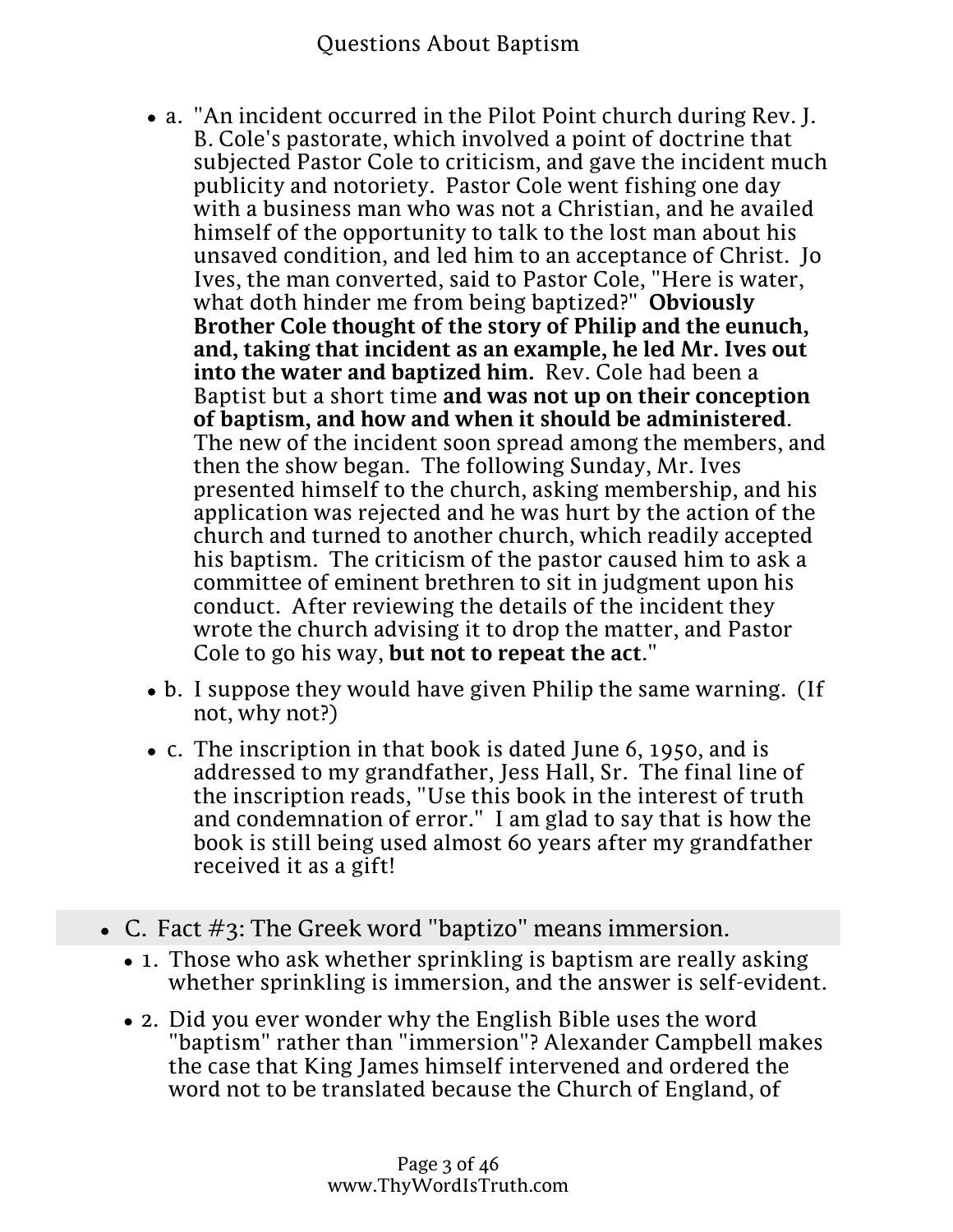- a. "An incident occurred in the Pilot Point church during Rev. J. B. Cole's pastorate, which involved a point of doctrine that subjected Pastor Cole to criticism, and gave the incident much publicity and notoriety. Pastor Cole went fishing one day with a business man who was not a Christian, and he availed himself of the opportunity to talk to the lost man about his unsaved condition, and led him to an acceptance of Christ. Jo Ives, the man converted, said to Pastor Cole, "Here is water, what doth hinder me from being baptized?" **Obviously Brother Cole thought of the story of Philip and the eunuch, and, taking that incident as an example, he led Mr. Ives out into the water and baptized him.** Rev. Cole had been a Baptist but a short time **and was not up on their conception of baptism, and how and when it should be administered**. The new of the incident soon spread among the members, and then the show began. The following Sunday, Mr. Ives presented himself to the church, asking membership, and his application was rejected and he was hurt by the action of the church and turned to another church, which readily accepted his baptism. The criticism of the pastor caused him to ask a committee of eminent brethren to sit in judgment upon his conduct. After reviewing the details of the incident they wrote the church advising it to drop the matter, and Pastor Cole to go his way, **but not to repeat the act**."
- b. I suppose they would have given Philip the same warning. (If not, why not?)
- c. The inscription in that book is dated June 6, 1950, and is addressed to my grandfather, Jess Hall, Sr. The final line of the inscription reads, "Use this book in the interest of truth and condemnation of error." I am glad to say that is how the book is still being used almost 60 years after my grandfather received it as a gift!

## C. Fact #3: The Greek word "baptizo" means immersion.

- 1. Those who ask whether sprinkling is baptism are really asking whether sprinkling is immersion, and the answer is self-evident.
- 2. Did you ever wonder why the English Bible uses the word "baptism" rather than "immersion"? Alexander Campbell makes the case that King James himself intervened and ordered the word not to be translated because the Church of England, of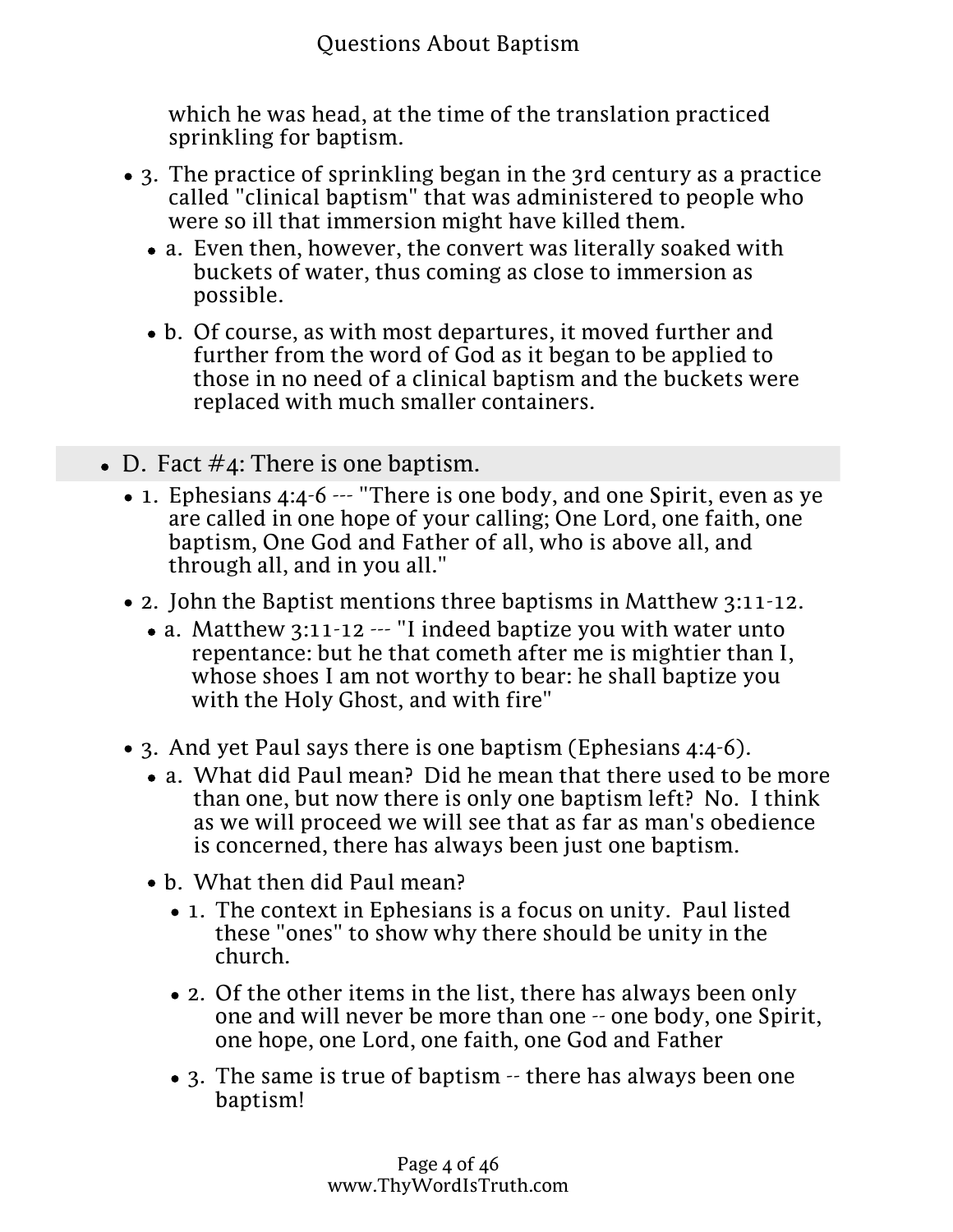which he was head, at the time of the translation practiced sprinkling for baptism.

- 3. The practice of sprinkling began in the 3rd century as a practice called "clinical baptism" that was administered to people who were so ill that immersion might have killed them.
  - a. Even then, however, the convert was literally soaked with buckets of water, thus coming as close to immersion as possible.
  - b. Of course, as with most departures, it moved further and further from the word of God as it began to be applied to those in no need of a clinical baptism and the buckets were replaced with much smaller containers.

- D. Fact #4: There is one baptism.
  - 1. Ephesians 4:4-6 --- "There is one body, and one Spirit, even as ye are called in one hope of your calling; One Lord, one faith, one baptism, One God and Father of all, who is above all, and through all, and in you all."
  - 2. John the Baptist mentions three baptisms in Matthew 3:11-12.
    - a. Matthew 3:11-12 --- "I indeed baptize you with water unto repentance: but he that cometh after me is mightier than I, whose shoes I am not worthy to bear: he shall baptize you with the Holy Ghost, and with fire"
  - 3. And yet Paul says there is one baptism (Ephesians 4:4-6).
    - a. What did Paul mean? Did he mean that there used to be more than one, but now there is only one baptism left? No. I think as we will proceed we will see that as far as man's obedience is concerned, there has always been just one baptism.
    - b. What then did Paul mean?
      - 1. The context in Ephesians is a focus on unity. Paul listed these "ones" to show why there should be unity in the church.
      - 2. Of the other items in the list, there has always been only one and will never be more than one -- one body, one Spirit, one hope, one Lord, one faith, one God and Father
      - 3. The same is true of baptism -- there has always been one baptism!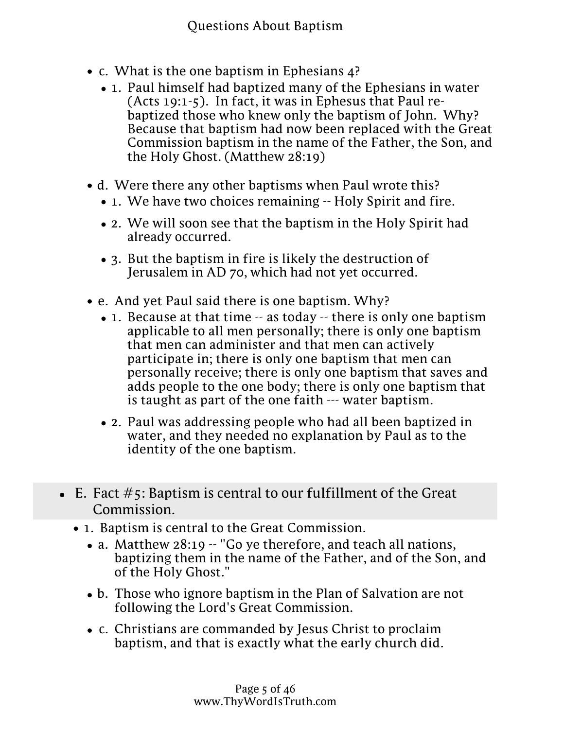- c. What is the one baptism in Ephesians 4?
  - 1. Paul himself had baptized many of the Ephesians in water (Acts 19:1-5). In fact, it was in Ephesus that Paul re-baptized those who knew only the baptism of John. Why? Because that baptism had now been replaced with the Great Commission baptism in the name of the Father, the Son, and the Holy Ghost. (Matthew 28:19)

- d. Were there any other baptisms when Paul wrote this?
  - 1. We have two choices remaining -- Holy Spirit and fire.
  - 2. We will soon see that the baptism in the Holy Spirit had already occurred.
  - 3. But the baptism in fire is likely the destruction of Jerusalem in AD 70, which had not yet occurred.

- e. And yet Paul said there is one baptism. Why?
  - 1. Because at that time -- as today -- there is only one baptism applicable to all men personally; there is only one baptism that men can administer and that men can actively participate in; there is only one baptism that men can personally receive; there is only one baptism that saves and adds people to the one body; there is only one baptism that is taught as part of the one faith --- water baptism.
  - 2. Paul was addressing people who had all been baptized in water, and they needed no explanation by Paul as to the identity of the one baptism.

## E. Fact #5: Baptism is central to our fulfillment of the Great Commission.

- 1. Baptism is central to the Great Commission.
  - a. Matthew 28:19 -- "Go ye therefore, and teach all nations, baptizing them in the name of the Father, and of the Son, and of the Holy Ghost."
  - b. Those who ignore baptism in the Plan of Salvation are not following the Lord's Great Commission.
  - c. Christians are commanded by Jesus Christ to proclaim baptism, and that is exactly what the early church did.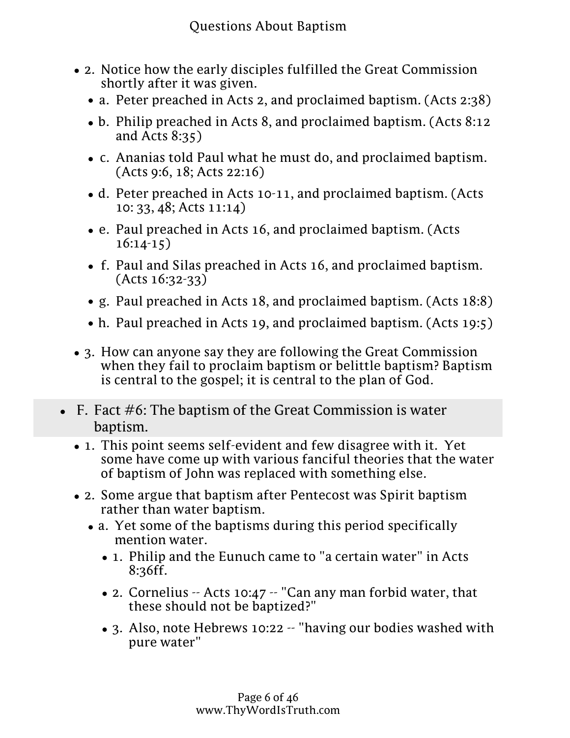- 2. Notice how the early disciples fulfilled the Great Commission shortly after it was given.
  - a. Peter preached in Acts 2, and proclaimed baptism. (Acts 2:38)
  - b. Philip preached in Acts 8, and proclaimed baptism. (Acts 8:12 and Acts 8:35)
  - c. Ananias told Paul what he must do, and proclaimed baptism. (Acts 9:6, 18; Acts 22:16)
  - d. Peter preached in Acts 10-11, and proclaimed baptism. (Acts 10: 33, 48; Acts 11:14)
  - e. Paul preached in Acts 16, and proclaimed baptism. (Acts 16:14-15)
  - f. Paul and Silas preached in Acts 16, and proclaimed baptism. (Acts 16:32-33)
  - g. Paul preached in Acts 18, and proclaimed baptism. (Acts 18:8)
  - h. Paul preached in Acts 19, and proclaimed baptism. (Acts 19:5)
- 3. How can anyone say they are following the Great Commission when they fail to proclaim baptism or belittle baptism? Baptism is central to the gospel; it is central to the plan of God.

## F. Fact #6: The baptism of the Great Commission is water baptism.

- 1. This point seems self-evident and few disagree with it. Yet some have come up with various fanciful theories that the water of baptism of John was replaced with something else.
- 2. Some argue that baptism after Pentecost was Spirit baptism rather than water baptism.
  - a. Yet some of the baptisms during this period specifically mention water.
    - 1. Philip and the Eunuch came to "a certain water" in Acts 8:36ff.
    - 2. Cornelius -- Acts 10:47 -- "Can any man forbid water, that these should not be baptized?"
    - 3. Also, note Hebrews 10:22 -- "having our bodies washed with pure water"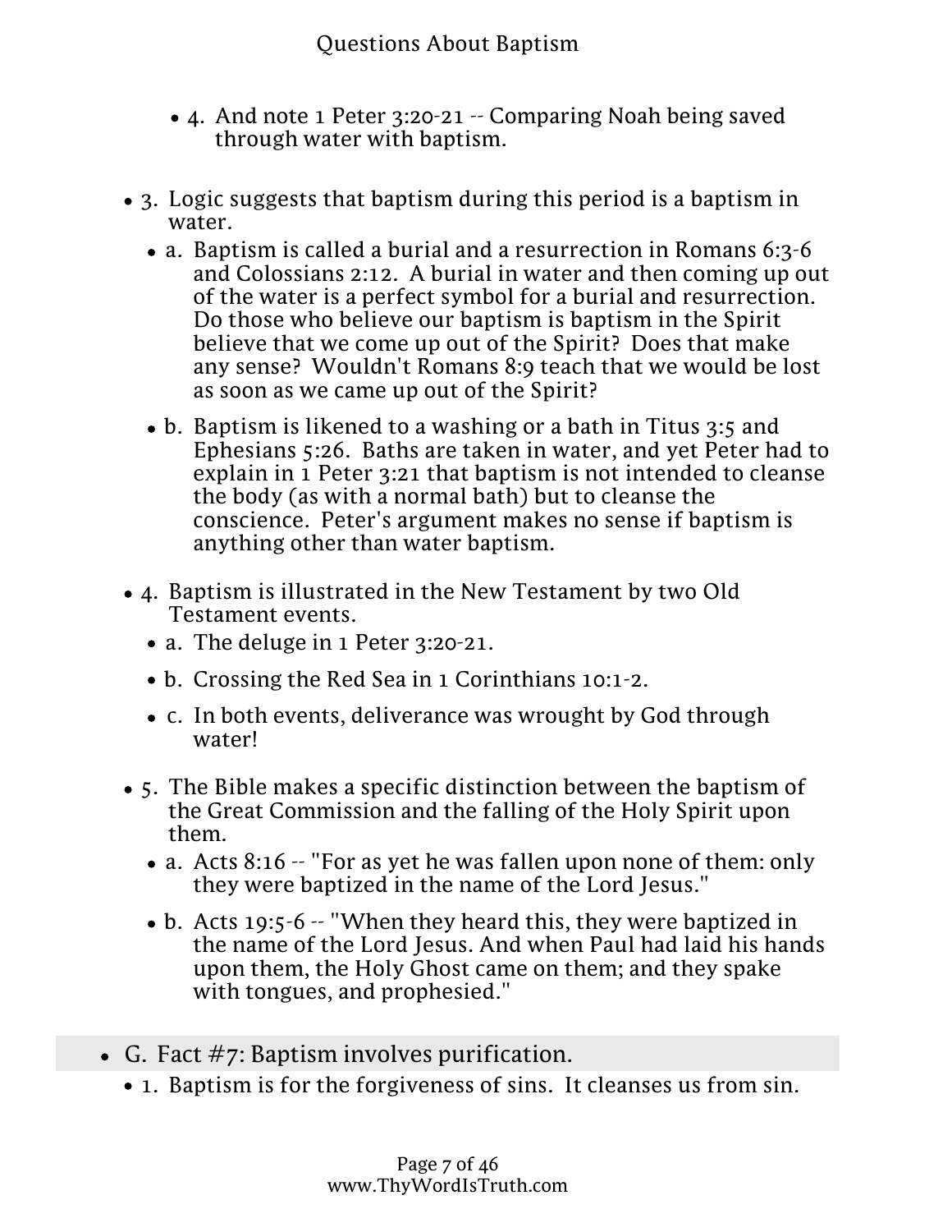- 4. And note 1 Peter 3:20-21 -- Comparing Noah being saved through water with baptism.

- 3. Logic suggests that baptism during this period is a baptism in water.
  - a. Baptism is called a burial and a resurrection in Romans 6:3-6 and Colossians 2:12. A burial in water and then coming up out of the water is a perfect symbol for a burial and resurrection. Do those who believe our baptism is baptism in the Spirit believe that we come up out of the Spirit? Does that make any sense? Wouldn't Romans 8:9 teach that we would be lost as soon as we came up out of the Spirit?
  - b. Baptism is likened to a washing or a bath in Titus 3:5 and Ephesians 5:26. Baths are taken in water, and yet Peter had to explain in 1 Peter 3:21 that baptism is not intended to cleanse the body (as with a normal bath) but to cleanse the conscience. Peter's argument makes no sense if baptism is anything other than water baptism.

- 4. Baptism is illustrated in the New Testament by two Old Testament events.
  - a. The deluge in 1 Peter 3:20-21.
  - b. Crossing the Red Sea in 1 Corinthians 10:1-2.
  - c. In both events, deliverance was wrought by God through water!

- 5. The Bible makes a specific distinction between the baptism of the Great Commission and the falling of the Holy Spirit upon them.
  - a. Acts 8:16 -- "For as yet he was fallen upon none of them: only they were baptized in the name of the Lord Jesus."
  - b. Acts 19:5-6 -- "When they heard this, they were baptized in the name of the Lord Jesus. And when Paul had laid his hands upon them, the Holy Ghost came on them; and they spake with tongues, and prophesied."

## G. Fact #7: Baptism involves purification.

- 1. Baptism is for the forgiveness of sins. It cleanses us from sin.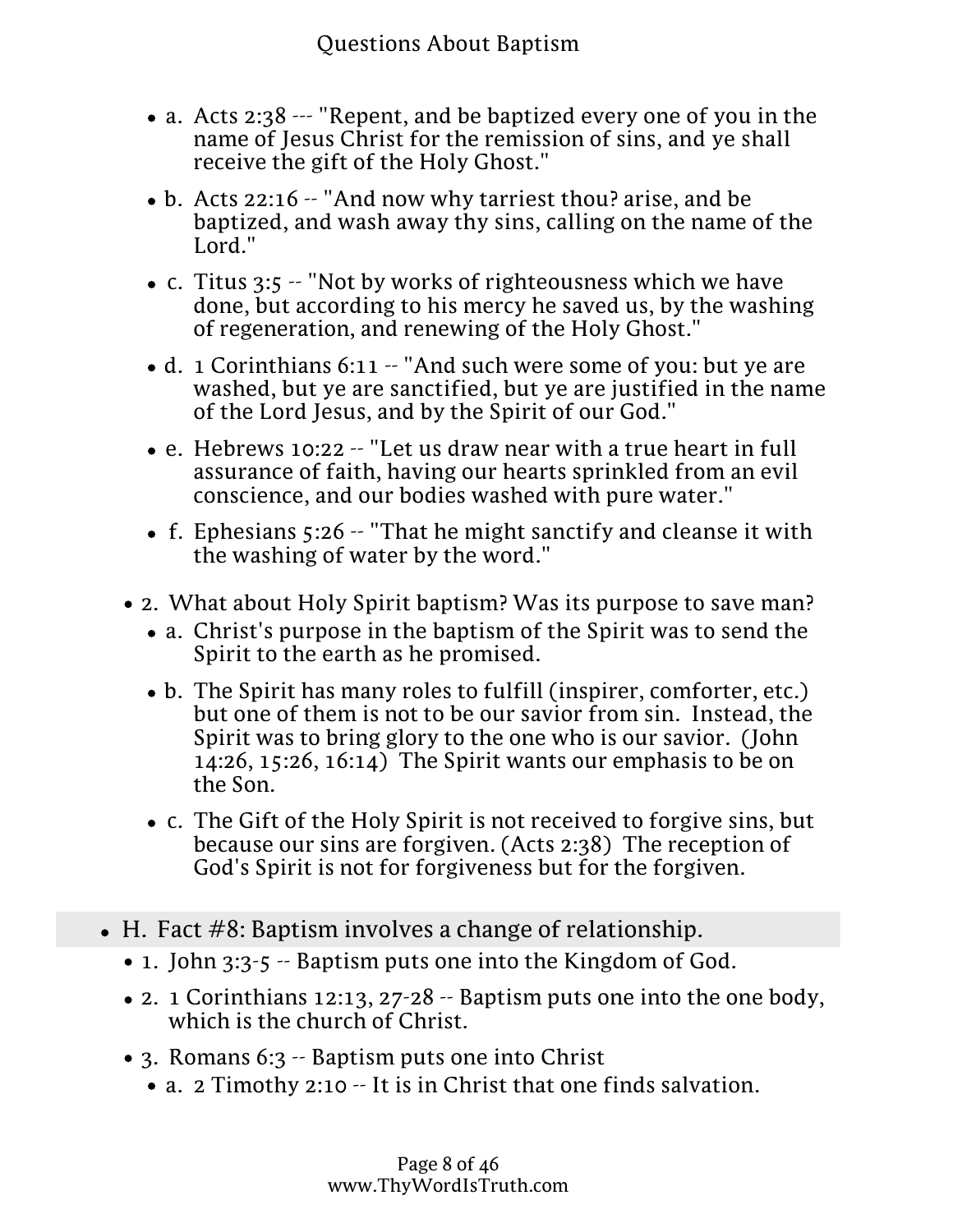- a. Acts 2:38 --- "Repent, and be baptized every one of you in the name of Jesus Christ for the remission of sins, and ye shall receive the gift of the Holy Ghost."
- b. Acts 22:16 -- "And now why tarriest thou? arise, and be baptized, and wash away thy sins, calling on the name of the Lord."
- c. Titus 3:5 -- "Not by works of righteousness which we have done, but according to his mercy he saved us, by the washing of regeneration, and renewing of the Holy Ghost."
- d. 1 Corinthians 6:11 -- "And such were some of you: but ye are washed, but ye are sanctified, but ye are justified in the name of the Lord Jesus, and by the Spirit of our God."
- e. Hebrews 10:22 -- "Let us draw near with a true heart in full assurance of faith, having our hearts sprinkled from an evil conscience, and our bodies washed with pure water."
- f. Ephesians 5:26 -- "That he might sanctify and cleanse it with the washing of water by the word."

- 2. What about Holy Spirit baptism? Was its purpose to save man?
  - a. Christ's purpose in the baptism of the Spirit was to send the Spirit to the earth as he promised.
  - b. The Spirit has many roles to fulfill (inspirer, comforter, etc.) but one of them is not to be our savior from sin. Instead, the Spirit was to bring glory to the one who is our savior. (John 14:26, 15:26, 16:14) The Spirit wants our emphasis to be on the Son.
  - c. The Gift of the Holy Spirit is not received to forgive sins, but because our sins are forgiven. (Acts 2:38) The reception of God's Spirit is not for forgiveness but for the forgiven.

- H. Fact #8: Baptism involves a change of relationship.
  - 1. John 3:3-5 -- Baptism puts one into the Kingdom of God.
  - 2. 1 Corinthians 12:13, 27-28 -- Baptism puts one into the one body, which is the church of Christ.
  - 3. Romans 6:3 -- Baptism puts one into Christ
    - a. 2 Timothy 2:10 -- It is in Christ that one finds salvation.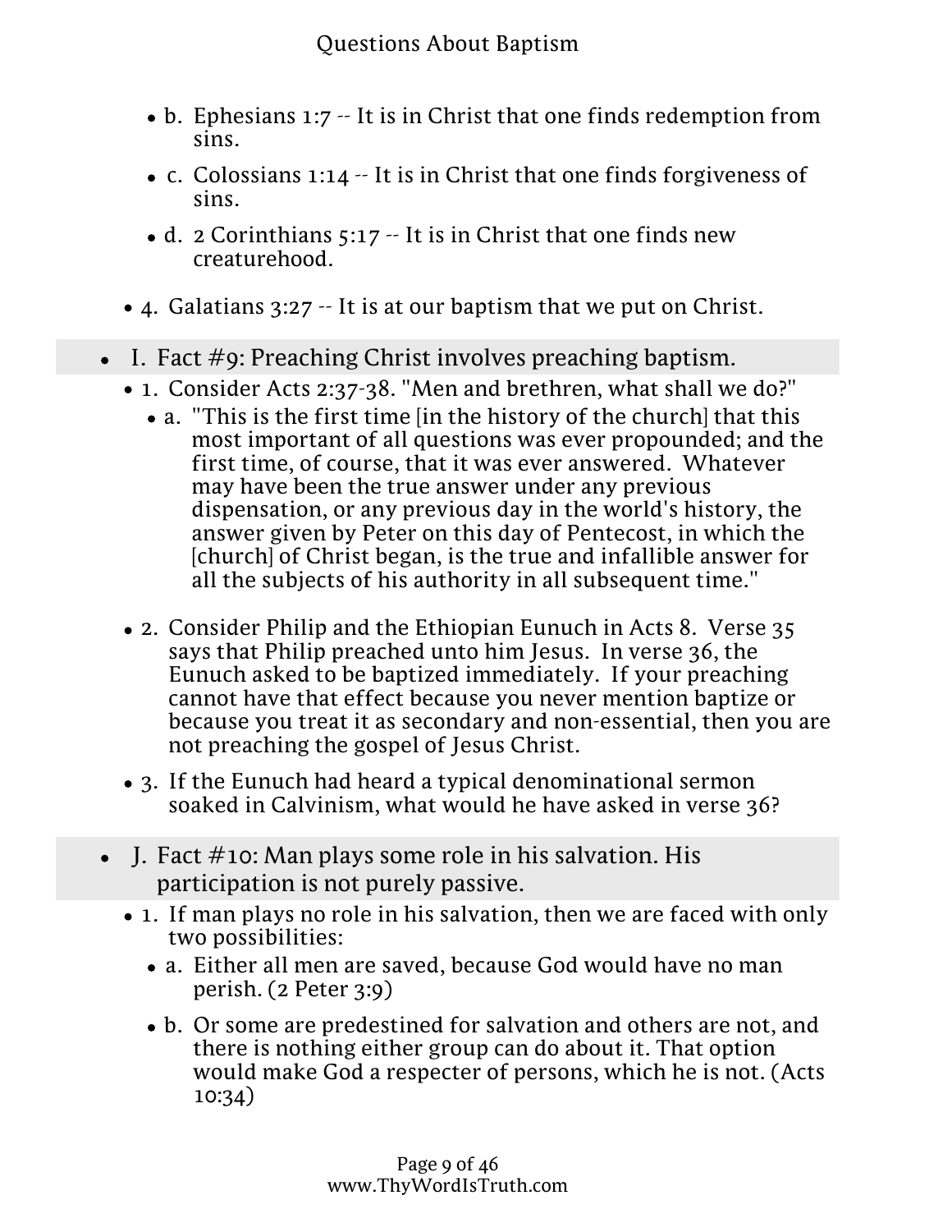- b. Ephesians 1:7 -- It is in Christ that one finds redemption from sins.
- c. Colossians 1:14 -- It is in Christ that one finds forgiveness of sins.
- d. 2 Corinthians 5:17 -- It is in Christ that one finds new creaturehood.

- 4. Galatians 3:27 -- It is at our baptism that we put on Christ.

## I. Fact #9: Preaching Christ involves preaching baptism.

- 1. Consider Acts 2:37-38. "Men and brethren, what shall we do?"
  - a. "This is the first time [in the history of the church] that this most important of all questions was ever propounded; and the first time, of course, that it was ever answered. Whatever may have been the true answer under any previous dispensation, or any previous day in the world's history, the answer given by Peter on this day of Pentecost, in which the [church] of Christ began, is the true and infallible answer for all the subjects of his authority in all subsequent time."
- 2. Consider Philip and the Ethiopian Eunuch in Acts 8. Verse 35 says that Philip preached unto him Jesus. In verse 36, the Eunuch asked to be baptized immediately. If your preaching cannot have that effect because you never mention baptize or because you treat it as secondary and non-essential, then you are not preaching the gospel of Jesus Christ.
- 3. If the Eunuch had heard a typical denominational sermon soaked in Calvinism, what would he have asked in verse 36?

## J. Fact #10: Man plays some role in his salvation. His participation is not purely passive.

- 1. If man plays no role in his salvation, then we are faced with only two possibilities:
  - a. Either all men are saved, because God would have no man perish. (2 Peter 3:9)
  - b. Or some are predestined for salvation and others are not, and there is nothing either group can do about it. That option would make God a respecter of persons, which he is not. (Acts 10:34)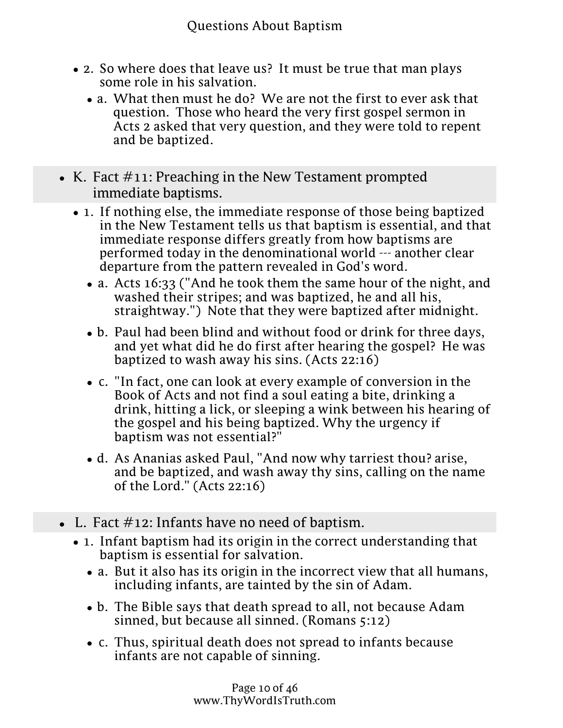- 2. So where does that leave us? It must be true that man plays some role in his salvation.
  - a. What then must he do? We are not the first to ever ask that question. Those who heard the very first gospel sermon in Acts 2 asked that very question, and they were told to repent and be baptized.

## K. Fact #11: Preaching in the New Testament prompted immediate baptisms.

- 1. If nothing else, the immediate response of those being baptized in the New Testament tells us that baptism is essential, and that immediate response differs greatly from how baptisms are performed today in the denominational world --- another clear departure from the pattern revealed in God's word.
  - a. Acts 16:33 ("And he took them the same hour of the night, and washed their stripes; and was baptized, he and all his, straightway.") Note that they were baptized after midnight.
  - b. Paul had been blind and without food or drink for three days, and yet what did he do first after hearing the gospel? He was baptized to wash away his sins. (Acts 22:16)
  - c. "In fact, one can look at every example of conversion in the Book of Acts and not find a soul eating a bite, drinking a drink, hitting a lick, or sleeping a wink between his hearing of the gospel and his being baptized. Why the urgency if baptism was not essential?"
  - d. As Ananias asked Paul, "And now why tarriest thou? arise, and be baptized, and wash away thy sins, calling on the name of the Lord." (Acts 22:16)

## L. Fact #12: Infants have no need of baptism.

- 1. Infant baptism had its origin in the correct understanding that baptism is essential for salvation.
  - a. But it also has its origin in the incorrect view that all humans, including infants, are tainted by the sin of Adam.
  - b. The Bible says that death spread to all, not because Adam sinned, but because all sinned. (Romans 5:12)
  - c. Thus, spiritual death does not spread to infants because infants are not capable of sinning.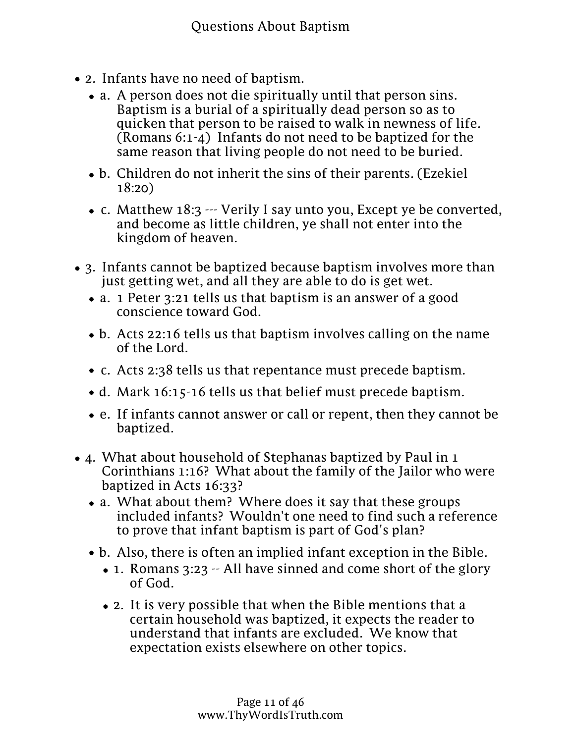- 2. Infants have no need of baptism.
  - a. A person does not die spiritually until that person sins. Baptism is a burial of a spiritually dead person so as to quicken that person to be raised to walk in newness of life. (Romans 6:1-4) Infants do not need to be baptized for the same reason that living people do not need to be buried.
  - b. Children do not inherit the sins of their parents. (Ezekiel 18:20)
  - c. Matthew 18:3 --- Verily I say unto you, Except ye be converted, and become as little children, ye shall not enter into the kingdom of heaven.
- 3. Infants cannot be baptized because baptism involves more than just getting wet, and all they are able to do is get wet.
  - a. 1 Peter 3:21 tells us that baptism is an answer of a good conscience toward God.
  - b. Acts 22:16 tells us that baptism involves calling on the name of the Lord.
  - c. Acts 2:38 tells us that repentance must precede baptism.
  - d. Mark 16:15-16 tells us that belief must precede baptism.
  - e. If infants cannot answer or call or repent, then they cannot be baptized.
- 4. What about household of Stephanas baptized by Paul in 1 Corinthians 1:16? What about the family of the Jailor who were baptized in Acts 16:33?
  - a. What about them? Where does it say that these groups included infants? Wouldn't one need to find such a reference to prove that infant baptism is part of God's plan?
  - b. Also, there is often an implied infant exception in the Bible.
    - 1. Romans 3:23 -- All have sinned and come short of the glory of God.
    - 2. It is very possible that when the Bible mentions that a certain household was baptized, it expects the reader to understand that infants are excluded. We know that expectation exists elsewhere on other topics.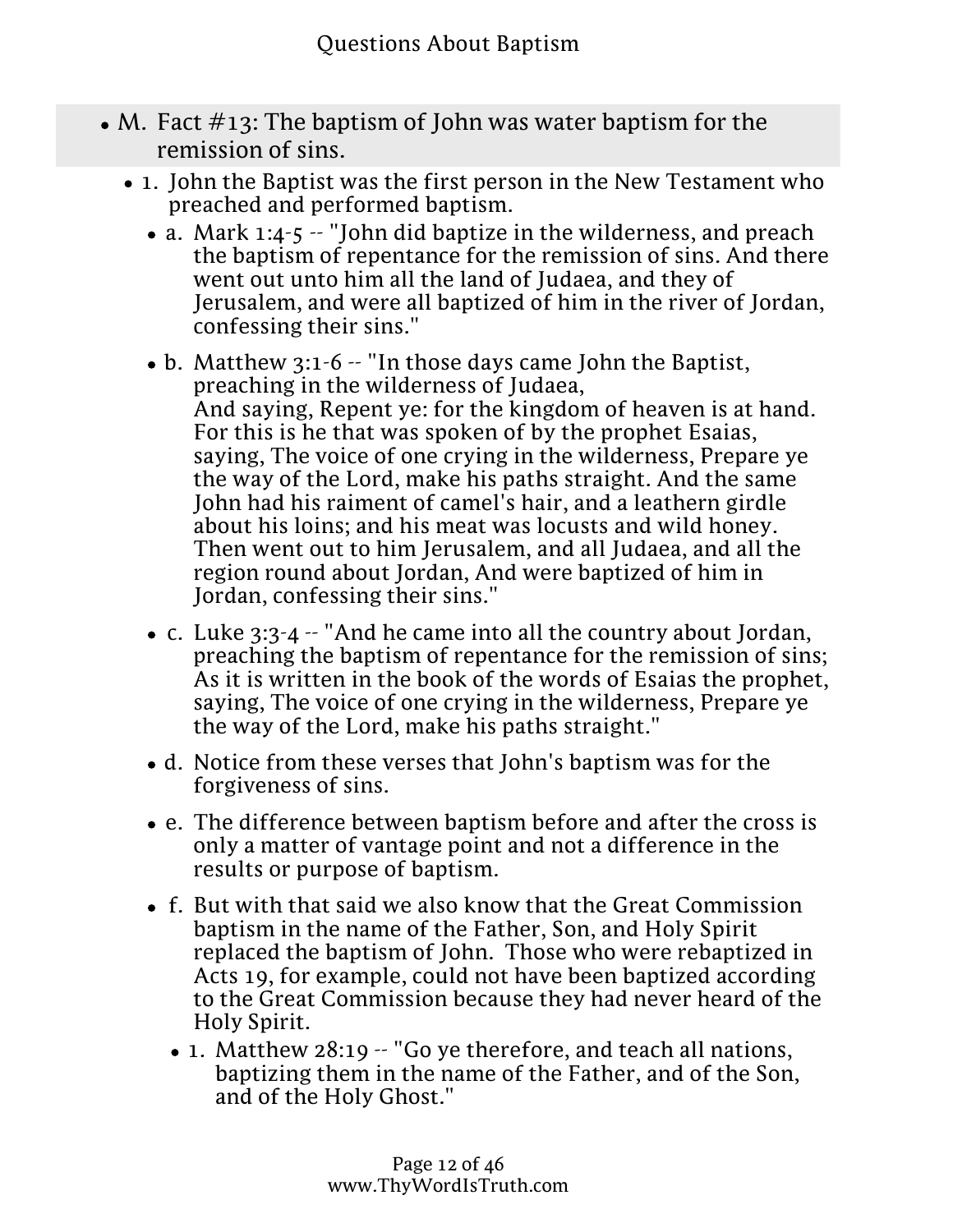- M. Fact #13: The baptism of John was water baptism for the remission of sins.
  - 1. John the Baptist was the first person in the New Testament who preached and performed baptism.
    - a. Mark 1:4-5 -- "John did baptize in the wilderness, and preach the baptism of repentance for the remission of sins. And there went out unto him all the land of Judaea, and they of Jerusalem, and were all baptized of him in the river of Jordan, confessing their sins."
    - b. Matthew 3:1-6 -- "In those days came John the Baptist, preaching in the wilderness of Judaea,
      And saying, Repent ye: for the kingdom of heaven is at hand. For this is he that was spoken of by the prophet Esaias, saying, The voice of one crying in the wilderness, Prepare ye the way of the Lord, make his paths straight. And the same John had his raiment of camel's hair, and a leathern girdle about his loins; and his meat was locusts and wild honey. Then went out to him Jerusalem, and all Judaea, and all the region round about Jordan, And were baptized of him in Jordan, confessing their sins."
    - c. Luke 3:3-4 -- "And he came into all the country about Jordan, preaching the baptism of repentance for the remission of sins; As it is written in the book of the words of Esaias the prophet, saying, The voice of one crying in the wilderness, Prepare ye the way of the Lord, make his paths straight."
    - d. Notice from these verses that John's baptism was for the forgiveness of sins.
    - e. The difference between baptism before and after the cross is only a matter of vantage point and not a difference in the results or purpose of baptism.
    - f. But with that said we also know that the Great Commission baptism in the name of the Father, Son, and Holy Spirit replaced the baptism of John. Those who were rebaptized in Acts 19, for example, could not have been baptized according to the Great Commission because they had never heard of the Holy Spirit.
      - 1. Matthew 28:19 -- "Go ye therefore, and teach all nations, baptizing them in the name of the Father, and of the Son, and of the Holy Ghost."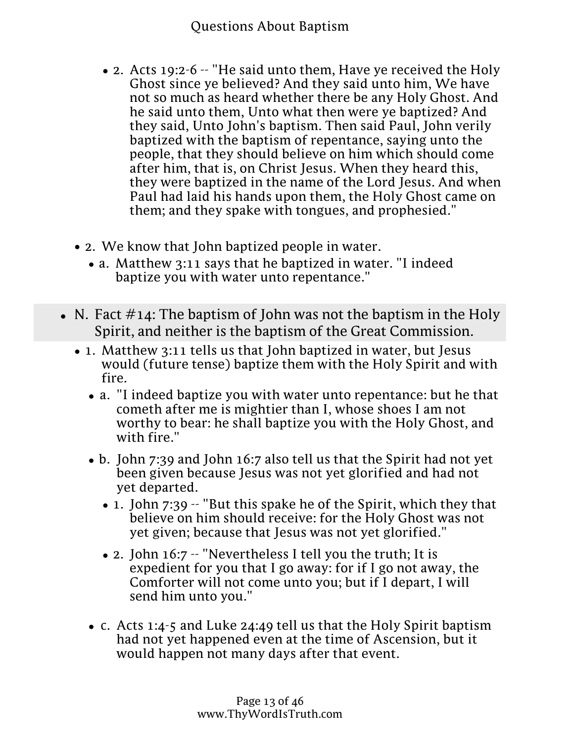- 2. Acts 19:2-6 -- "He said unto them, Have ye received the Holy Ghost since ye believed? And they said unto him, We have not so much as heard whether there be any Holy Ghost. And he said unto them, Unto what then were ye baptized? And they said, Unto John's baptism. Then said Paul, John verily baptized with the baptism of repentance, saying unto the people, that they should believe on him which should come after him, that is, on Christ Jesus. When they heard this, they were baptized in the name of the Lord Jesus. And when Paul had laid his hands upon them, the Holy Ghost came on them; and they spake with tongues, and prophesied."

- 2. We know that John baptized people in water.
  - a. Matthew 3:11 says that he baptized in water. "I indeed baptize you with water unto repentance."

## N. Fact #14: The baptism of John was not the baptism in the Holy Spirit, and neither is the baptism of the Great Commission.

- 1. Matthew 3:11 tells us that John baptized in water, but Jesus would (future tense) baptize them with the Holy Spirit and with fire.
  - a. "I indeed baptize you with water unto repentance: but he that cometh after me is mightier than I, whose shoes I am not worthy to bear: he shall baptize you with the Holy Ghost, and with fire."
  - b. John 7:39 and John 16:7 also tell us that the Spirit had not yet been given because Jesus was not yet glorified and had not yet departed.
    - 1. John 7:39 -- "But this spake he of the Spirit, which they that believe on him should receive: for the Holy Ghost was not yet given; because that Jesus was not yet glorified."
    - 2. John 16:7 -- "Nevertheless I tell you the truth; It is expedient for you that I go away: for if I go not away, the Comforter will not come unto you; but if I depart, I will send him unto you."
  - c. Acts 1:4-5 and Luke 24:49 tell us that the Holy Spirit baptism had not yet happened even at the time of Ascension, but it would happen not many days after that event.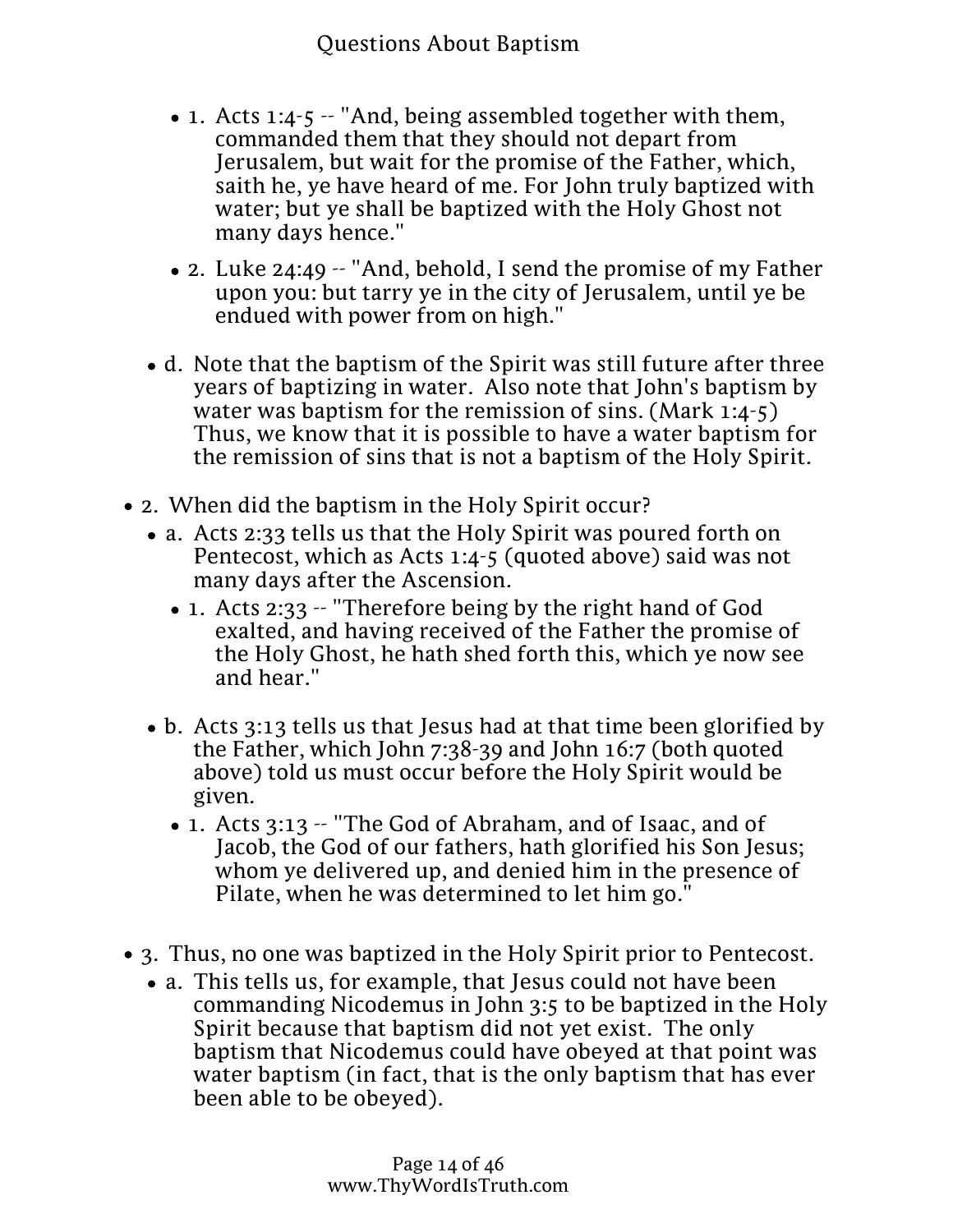- 1. Acts 1:4-5 -- "And, being assembled together with them, commanded them that they should not depart from Jerusalem, but wait for the promise of the Father, which, saith he, ye have heard of me. For John truly baptized with water; but ye shall be baptized with the Holy Ghost not many days hence."
- 2. Luke 24:49 -- "And, behold, I send the promise of my Father upon you: but tarry ye in the city of Jerusalem, until ye be endued with power from on high."

- d. Note that the baptism of the Spirit was still future after three years of baptizing in water. Also note that John's baptism by water was baptism for the remission of sins. (Mark 1:4-5) Thus, we know that it is possible to have a water baptism for the remission of sins that is not a baptism of the Holy Spirit.

- 2. When did the baptism in the Holy Spirit occur?
  - a. Acts 2:33 tells us that the Holy Spirit was poured forth on Pentecost, which as Acts 1:4-5 (quoted above) said was not many days after the Ascension.
    - 1. Acts 2:33 -- "Therefore being by the right hand of God exalted, and having received of the Father the promise of the Holy Ghost, he hath shed forth this, which ye now see and hear."
  - b. Acts 3:13 tells us that Jesus had at that time been glorified by the Father, which John 7:38-39 and John 16:7 (both quoted above) told us must occur before the Holy Spirit would be given.
    - 1. Acts 3:13 -- "The God of Abraham, and of Isaac, and of Jacob, the God of our fathers, hath glorified his Son Jesus; whom ye delivered up, and denied him in the presence of Pilate, when he was determined to let him go."

- 3. Thus, no one was baptized in the Holy Spirit prior to Pentecost.
  - a. This tells us, for example, that Jesus could not have been commanding Nicodemus in John 3:5 to be baptized in the Holy Spirit because that baptism did not yet exist. The only baptism that Nicodemus could have obeyed at that point was water baptism (in fact, that is the only baptism that has ever been able to be obeyed).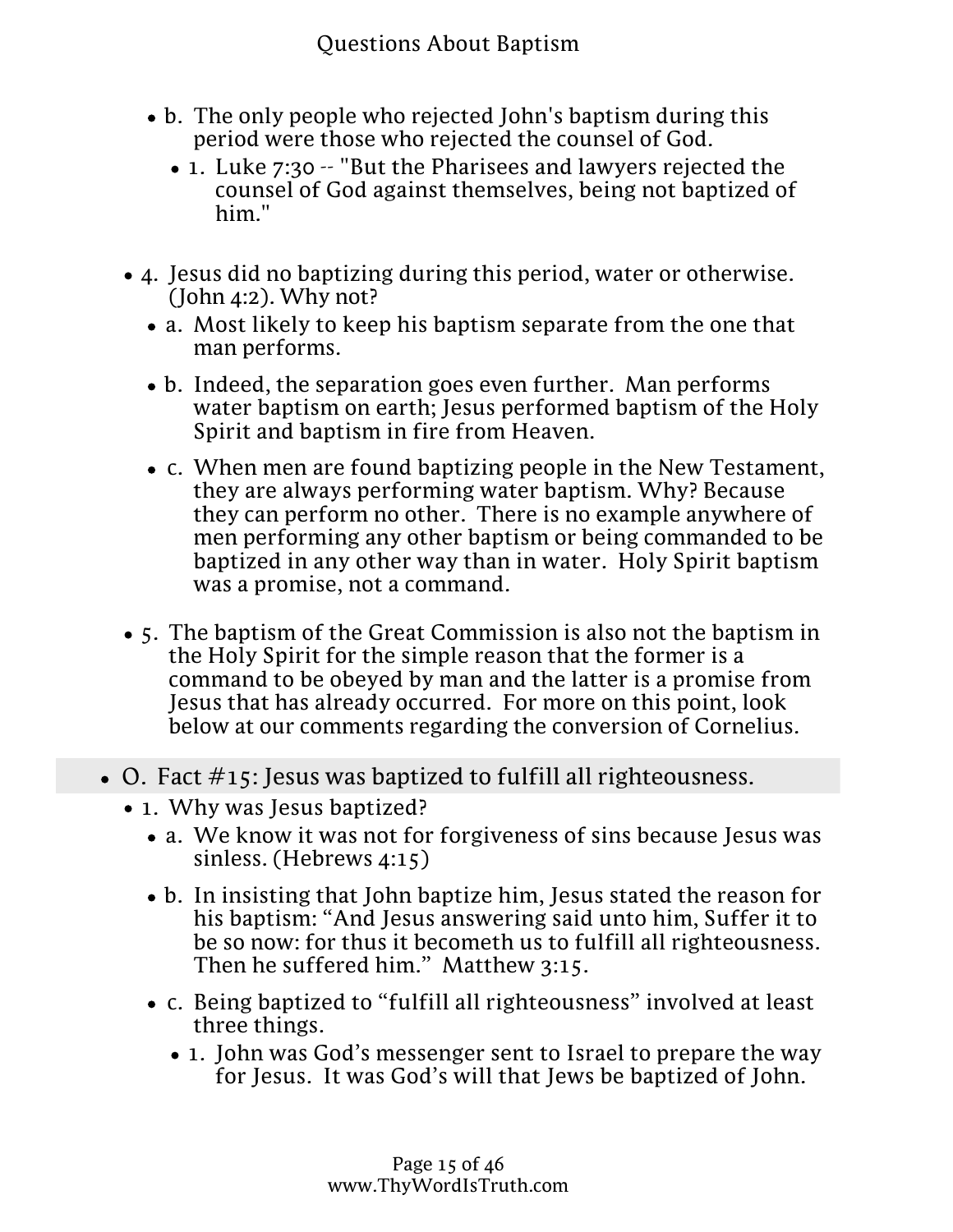- b. The only people who rejected John's baptism during this period were those who rejected the counsel of God.
  - 1. Luke 7:30 -- "But the Pharisees and lawyers rejected the counsel of God against themselves, being not baptized of him."

- 4. Jesus did no baptizing during this period, water or otherwise. (John 4:2). Why not?
  - a. Most likely to keep his baptism separate from the one that man performs.
  - b. Indeed, the separation goes even further. Man performs water baptism on earth; Jesus performed baptism of the Holy Spirit and baptism in fire from Heaven.
  - c. When men are found baptizing people in the New Testament, they are always performing water baptism. Why? Because they can perform no other. There is no example anywhere of men performing any other baptism or being commanded to be baptized in any other way than in water. Holy Spirit baptism was a promise, not a command.

- 5. The baptism of the Great Commission is also not the baptism in the Holy Spirit for the simple reason that the former is a command to be obeyed by man and the latter is a promise from Jesus that has already occurred. For more on this point, look below at our comments regarding the conversion of Cornelius.

## O. Fact #15: Jesus was baptized to fulfill all righteousness.

- 1. Why was Jesus baptized?
  - a. We know it was not for forgiveness of sins because Jesus was sinless. (Hebrews 4:15)
  - b. In insisting that John baptize him, Jesus stated the reason for his baptism: "And Jesus answering said unto him, Suffer it to be so now: for thus it becometh us to fulfill all righteousness. Then he suffered him." Matthew 3:15.
  - c. Being baptized to "fulfill all righteousness" involved at least three things.
    - 1. John was God's messenger sent to Israel to prepare the way for Jesus. It was God's will that Jews be baptized of John.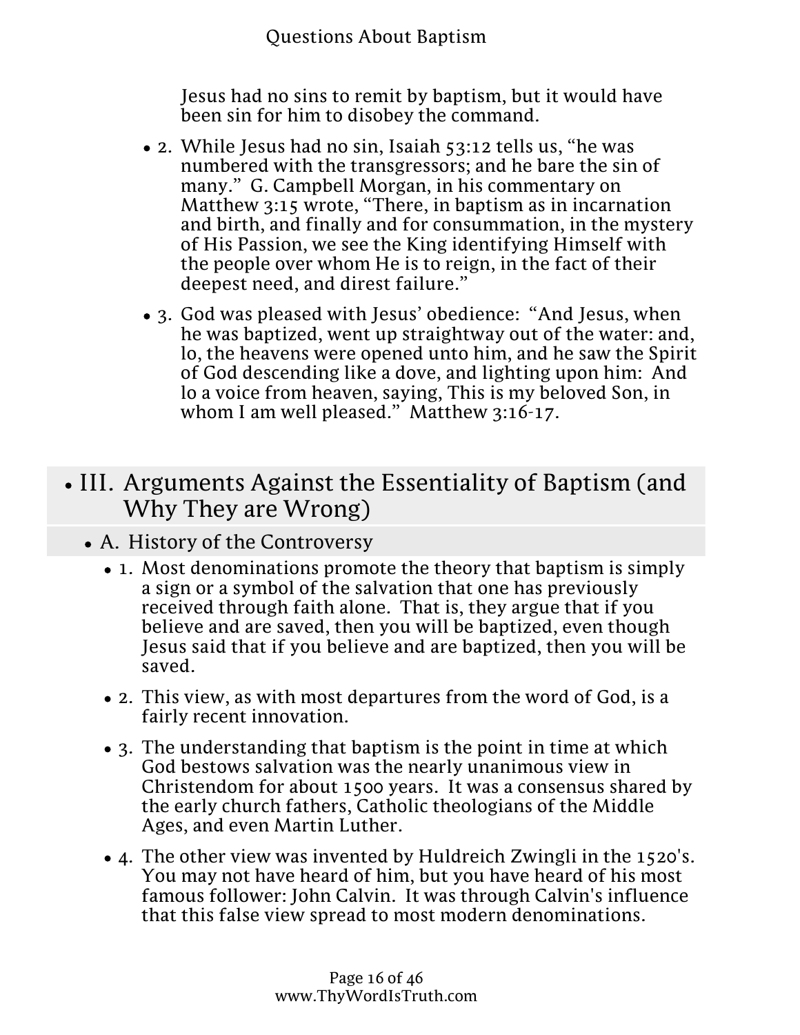Jesus had no sins to remit by baptism, but it would have been sin for him to disobey the command.

- 2. While Jesus had no sin, Isaiah 53:12 tells us, "he was numbered with the transgressors; and he bare the sin of many." G. Campbell Morgan, in his commentary on Matthew 3:15 wrote, "There, in baptism as in incarnation and birth, and finally and for consummation, in the mystery of His Passion, we see the King identifying Himself with the people over whom He is to reign, in the fact of their deepest need, and direst failure."
- 3. God was pleased with Jesus' obedience: "And Jesus, when he was baptized, went up straightway out of the water: and, lo, the heavens were opened unto him, and he saw the Spirit of God descending like a dove, and lighting upon him: And lo a voice from heaven, saying, This is my beloved Son, in whom I am well pleased." Matthew 3:16-17.

## III. Arguments Against the Essentiality of Baptism (and Why They are Wrong)

### A. History of the Controversy

- 1. Most denominations promote the theory that baptism is simply a sign or a symbol of the salvation that one has previously received through faith alone. That is, they argue that if you believe and are saved, then you will be baptized, even though Jesus said that if you believe and are baptized, then you will be saved.
- 2. This view, as with most departures from the word of God, is a fairly recent innovation.
- 3. The understanding that baptism is the point in time at which God bestows salvation was the nearly unanimous view in Christendom for about 1500 years. It was a consensus shared by the early church fathers, Catholic theologians of the Middle Ages, and even Martin Luther.
- 4. The other view was invented by Huldreich Zwingli in the 1520's. You may not have heard of him, but you have heard of his most famous follower: John Calvin. It was through Calvin's influence that this false view spread to most modern denominations.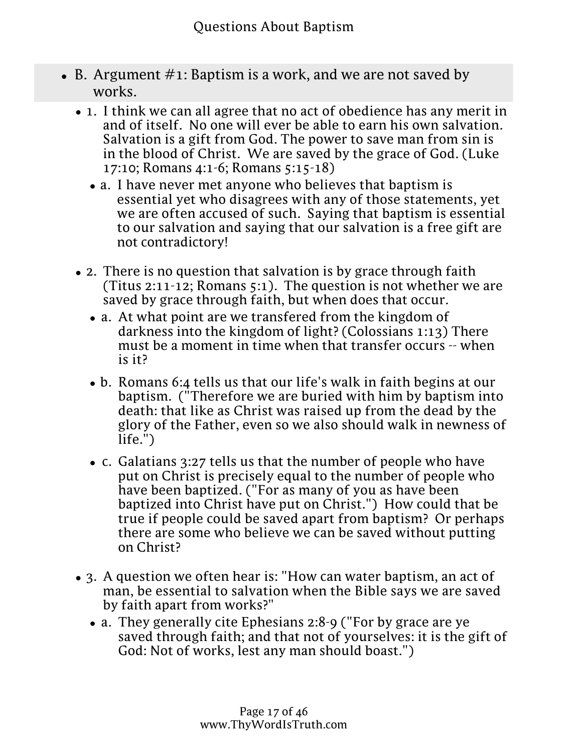- B. Argument #1: Baptism is a work, and we are not saved by works.
  - 1. I think we can all agree that no act of obedience has any merit in and of itself. No one will ever be able to earn his own salvation. Salvation is a gift from God. The power to save man from sin is in the blood of Christ. We are saved by the grace of God. (Luke 17:10; Romans 4:1-6; Romans 5:15-18)
    - a. I have never met anyone who believes that baptism is essential yet who disagrees with any of those statements, yet we are often accused of such. Saying that baptism is essential to our salvation and saying that our salvation is a free gift are not contradictory!
  - 2. There is no question that salvation is by grace through faith (Titus 2:11-12; Romans 5:1). The question is not whether we are saved by grace through faith, but when does that occur.
    - a. At what point are we transfered from the kingdom of darkness into the kingdom of light? (Colossians 1:13) There must be a moment in time when that transfer occurs -- when is it?
    - b. Romans 6:4 tells us that our life's walk in faith begins at our baptism. ("Therefore we are buried with him by baptism into death: that like as Christ was raised up from the dead by the glory of the Father, even so we also should walk in newness of life.")
    - c. Galatians 3:27 tells us that the number of people who have put on Christ is precisely equal to the number of people who have been baptized. ("For as many of you as have been baptized into Christ have put on Christ.") How could that be true if people could be saved apart from baptism? Or perhaps there are some who believe we can be saved without putting on Christ?
  - 3. A question we often hear is: "How can water baptism, an act of man, be essential to salvation when the Bible says we are saved by faith apart from works?"
    - a. They generally cite Ephesians 2:8-9 ("For by grace are ye saved through faith; and that not of yourselves: it is the gift of God: Not of works, lest any man should boast.")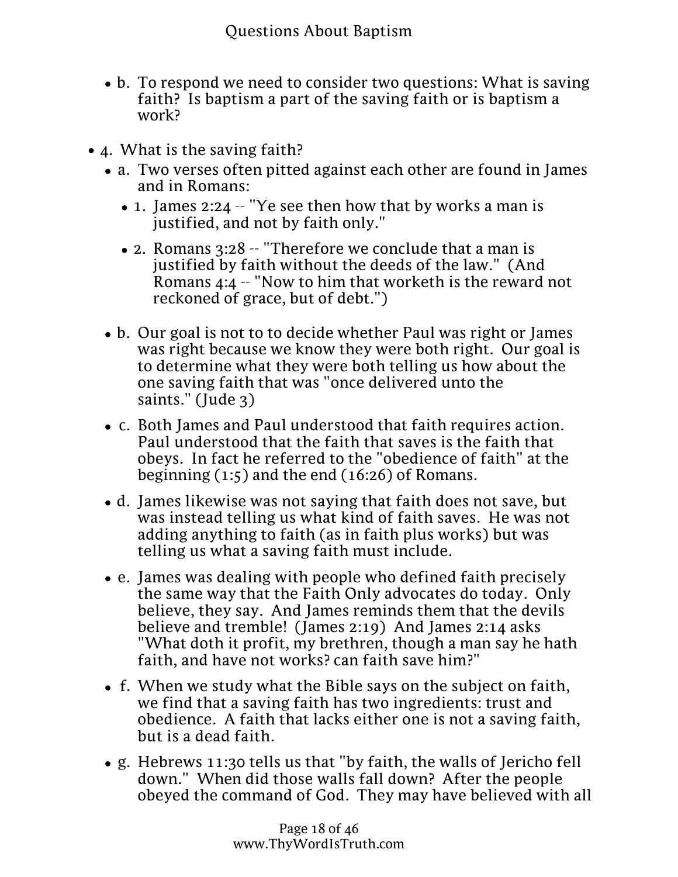- b. To respond we need to consider two questions: What is saving faith? Is baptism a part of the saving faith or is baptism a work?

- 4. What is the saving faith?
  - a. Two verses often pitted against each other are found in James and in Romans:
    - 1. James 2:24 -- "Ye see then how that by works a man is justified, and not by faith only."
    - 2. Romans 3:28 -- "Therefore we conclude that a man is justified by faith without the deeds of the law." (And Romans 4:4 -- "Now to him that worketh is the reward not reckoned of grace, but of debt.")
  - b. Our goal is not to to decide whether Paul was right or James was right because we know they were both right. Our goal is to determine what they were both telling us how about the one saving faith that was "once delivered unto the saints." (Jude 3)
  - c. Both James and Paul understood that faith requires action. Paul understood that the faith that saves is the faith that obeys. In fact he referred to the "obedience of faith" at the beginning (1:5) and the end (16:26) of Romans.
  - d. James likewise was not saying that faith does not save, but was instead telling us what kind of faith saves. He was not adding anything to faith (as in faith plus works) but was telling us what a saving faith must include.
  - e. James was dealing with people who defined faith precisely the same way that the Faith Only advocates do today. Only believe, they say. And James reminds them that the devils believe and tremble! (James 2:19) And James 2:14 asks "What doth it profit, my brethren, though a man say he hath faith, and have not works? can faith save him?"
  - f. When we study what the Bible says on the subject on faith, we find that a saving faith has two ingredients: trust and obedience. A faith that lacks either one is not a saving faith, but is a dead faith.
  - g. Hebrews 11:30 tells us that "by faith, the walls of Jericho fell down." When did those walls fall down? After the people obeyed the command of God. They may have believed with all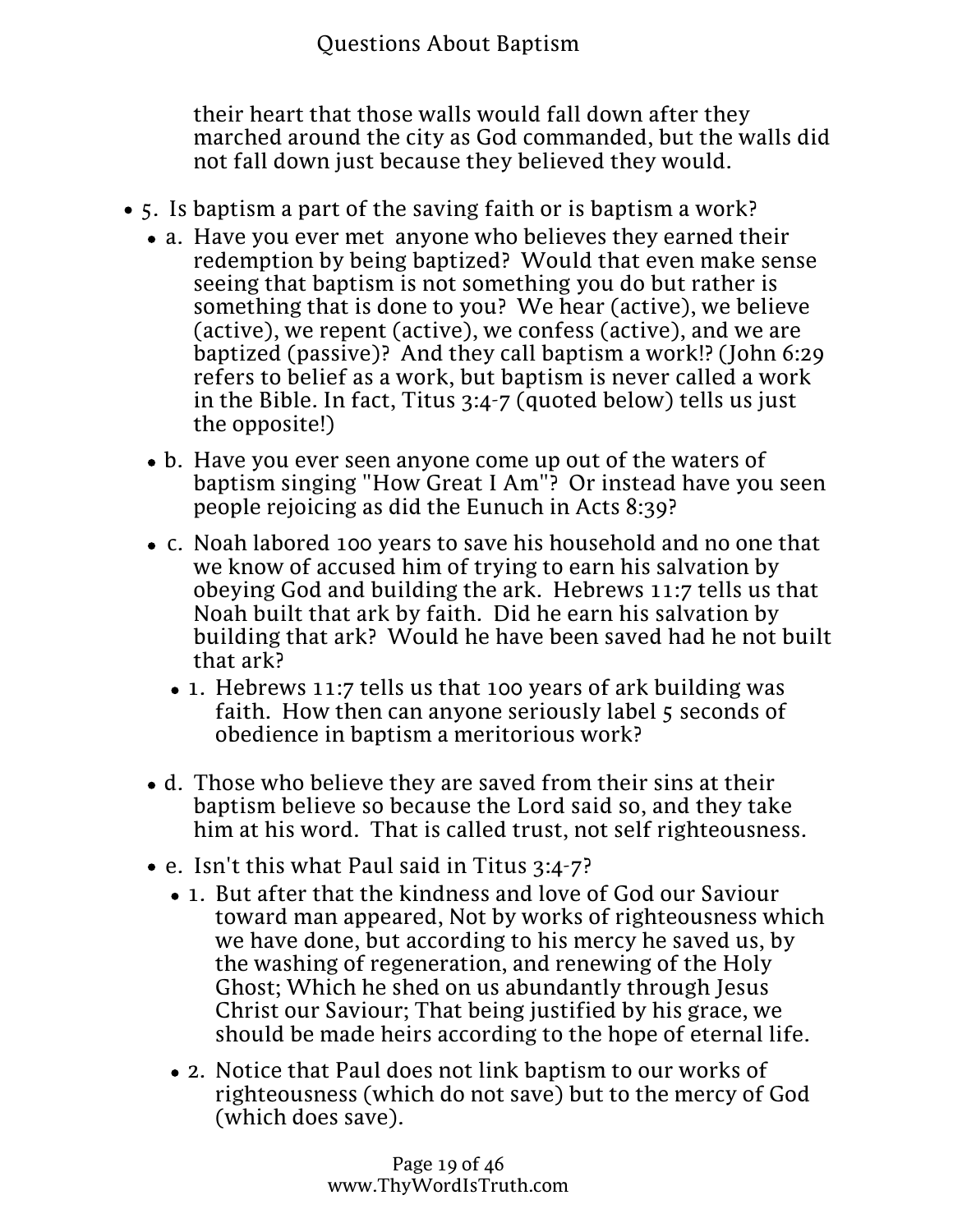their heart that those walls would fall down after they marched around the city as God commanded, but the walls did not fall down just because they believed they would.

- 5. Is baptism a part of the saving faith or is baptism a work?
  - a. Have you ever met anyone who believes they earned their redemption by being baptized? Would that even make sense seeing that baptism is not something you do but rather is something that is done to you? We hear (active), we believe (active), we repent (active), we confess (active), and we are baptized (passive)? And they call baptism a work!? (John 6:29 refers to belief as a work, but baptism is never called a work in the Bible. In fact, Titus 3:4-7 (quoted below) tells us just the opposite!)
  - b. Have you ever seen anyone come up out of the waters of baptism singing "How Great I Am"? Or instead have you seen people rejoicing as did the Eunuch in Acts 8:39?
  - c. Noah labored 100 years to save his household and no one that we know of accused him of trying to earn his salvation by obeying God and building the ark. Hebrews 11:7 tells us that Noah built that ark by faith. Did he earn his salvation by building that ark? Would he have been saved had he not built that ark?
    - 1. Hebrews 11:7 tells us that 100 years of ark building was faith. How then can anyone seriously label 5 seconds of obedience in baptism a meritorious work?
  - d. Those who believe they are saved from their sins at their baptism believe so because the Lord said so, and they take him at his word. That is called trust, not self righteousness.
  - e. Isn't this what Paul said in Titus 3:4-7?
    - 1. But after that the kindness and love of God our Saviour toward man appeared, Not by works of righteousness which we have done, but according to his mercy he saved us, by the washing of regeneration, and renewing of the Holy Ghost; Which he shed on us abundantly through Jesus Christ our Saviour; That being justified by his grace, we should be made heirs according to the hope of eternal life.
    - 2. Notice that Paul does not link baptism to our works of righteousness (which do not save) but to the mercy of God (which does save).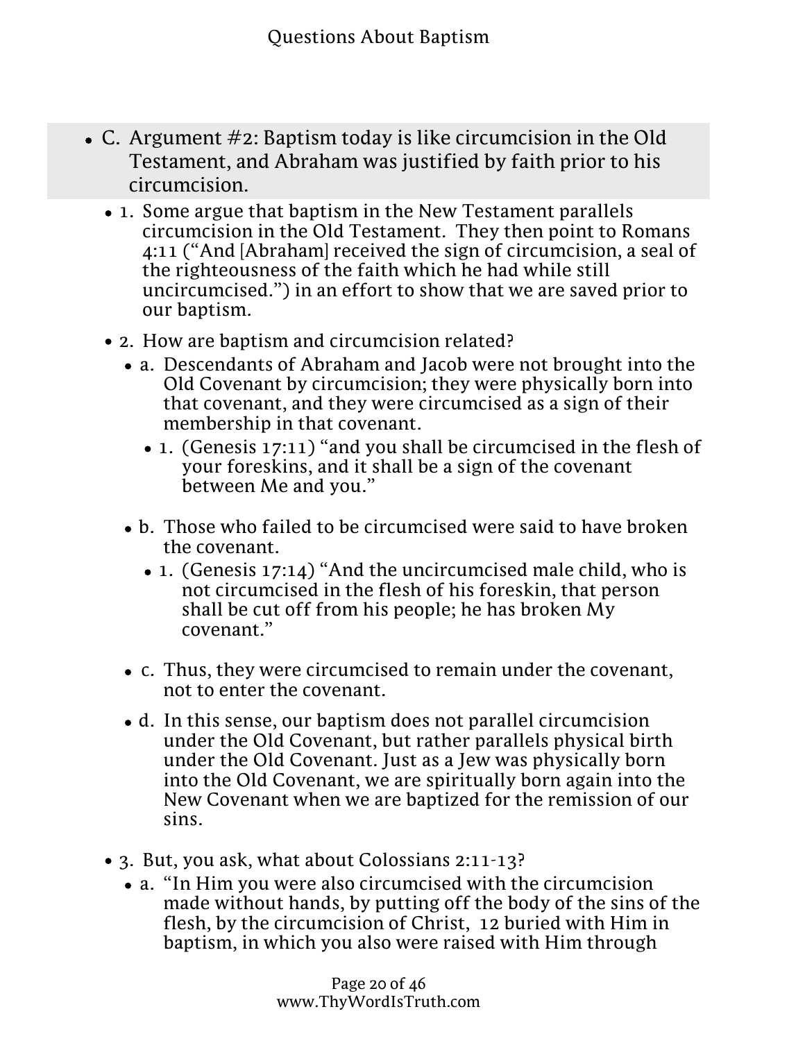- C. Argument #2: Baptism today is like circumcision in the Old Testament, and Abraham was justified by faith prior to his circumcision.
  - 1. Some argue that baptism in the New Testament parallels circumcision in the Old Testament. They then point to Romans 4:11 ("And [Abraham] received the sign of circumcision, a seal of the righteousness of the faith which he had while still uncircumcised.") in an effort to show that we are saved prior to our baptism.
  - 2. How are baptism and circumcision related?
    - a. Descendants of Abraham and Jacob were not brought into the Old Covenant by circumcision; they were physically born into that covenant, and they were circumcised as a sign of their membership in that covenant.
      - 1. (Genesis 17:11) "and you shall be circumcised in the flesh of your foreskins, and it shall be a sign of the covenant between Me and you."
    - b. Those who failed to be circumcised were said to have broken the covenant.
      - 1. (Genesis 17:14) "And the uncircumcised male child, who is not circumcised in the flesh of his foreskin, that person shall be cut off from his people; he has broken My covenant."
    - c. Thus, they were circumcised to remain under the covenant, not to enter the covenant.
    - d. In this sense, our baptism does not parallel circumcision under the Old Covenant, but rather parallels physical birth under the Old Covenant. Just as a Jew was physically born into the Old Covenant, we are spiritually born again into the New Covenant when we are baptized for the remission of our sins.
  - 3. But, you ask, what about Colossians 2:11-13?
    - a. "In Him you were also circumcised with the circumcision made without hands, by putting off the body of the sins of the flesh, by the circumcision of Christ, 12 buried with Him in baptism, in which you also were raised with Him through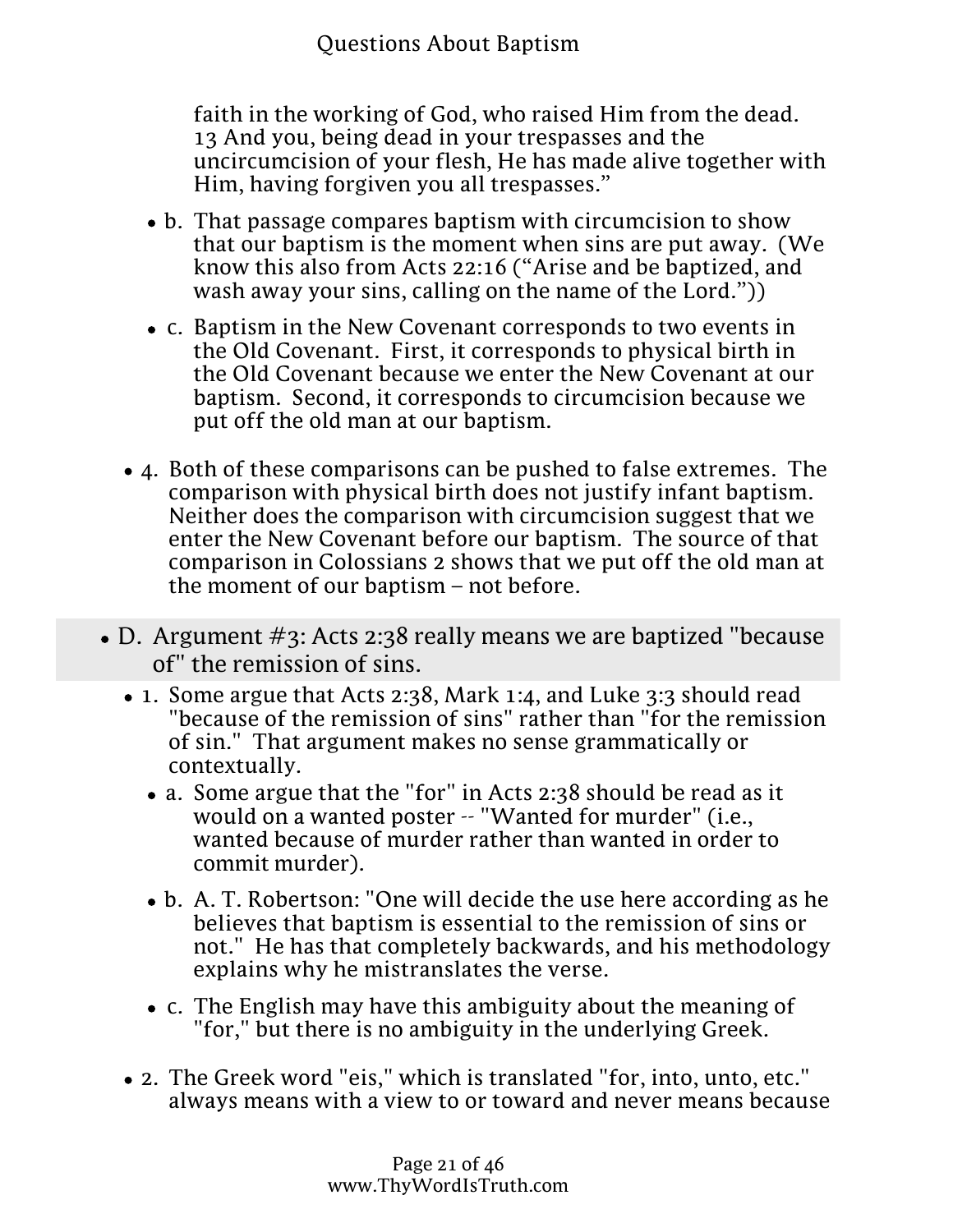faith in the working of God, who raised Him from the dead. 13 And you, being dead in your trespasses and the uncircumcision of your flesh, He has made alive together with Him, having forgiven you all trespasses."

- b. That passage compares baptism with circumcision to show that our baptism is the moment when sins are put away. (We know this also from Acts 22:16 ("Arise and be baptized, and wash away your sins, calling on the name of the Lord."))
- c. Baptism in the New Covenant corresponds to two events in the Old Covenant. First, it corresponds to physical birth in the Old Covenant because we enter the New Covenant at our baptism. Second, it corresponds to circumcision because we put off the old man at our baptism.

- 4. Both of these comparisons can be pushed to false extremes. The comparison with physical birth does not justify infant baptism. Neither does the comparison with circumcision suggest that we enter the New Covenant before our baptism. The source of that comparison in Colossians 2 shows that we put off the old man at the moment of our baptism – not before.

- D. Argument #3: Acts 2:38 really means we are baptized "because of" the remission of sins.
  - 1. Some argue that Acts 2:38, Mark 1:4, and Luke 3:3 should read "because of the remission of sins" rather than "for the remission of sin." That argument makes no sense grammatically or contextually.
    - a. Some argue that the "for" in Acts 2:38 should be read as it would on a wanted poster -- "Wanted for murder" (i.e., wanted because of murder rather than wanted in order to commit murder).
    - b. A. T. Robertson: "One will decide the use here according as he believes that baptism is essential to the remission of sins or not." He has that completely backwards, and his methodology explains why he mistranslates the verse.
    - c. The English may have this ambiguity about the meaning of "for," but there is no ambiguity in the underlying Greek.
  - 2. The Greek word "eis," which is translated "for, into, unto, etc." always means with a view to or toward and never means because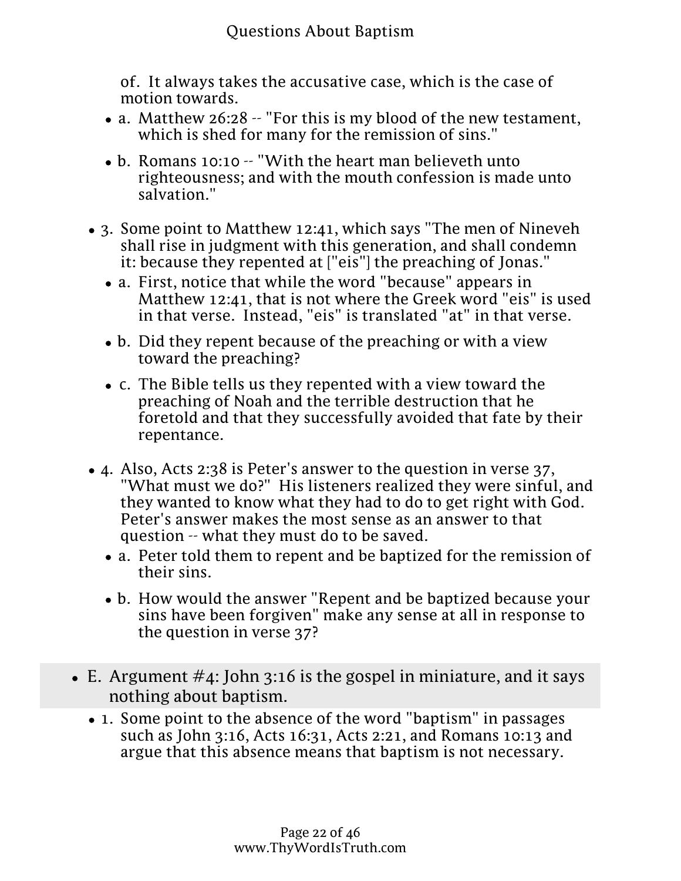of. It always takes the accusative case, which is the case of motion towards.

- a. Matthew 26:28 -- "For this is my blood of the new testament, which is shed for many for the remission of sins."
- b. Romans 10:10 -- "With the heart man believeth unto righteousness; and with the mouth confession is made unto salvation."

- 3. Some point to Matthew 12:41, which says "The men of Nineveh shall rise in judgment with this generation, and shall condemn it: because they repented at ["eis"] the preaching of Jonas."
  - a. First, notice that while the word "because" appears in Matthew 12:41, that is not where the Greek word "eis" is used in that verse. Instead, "eis" is translated "at" in that verse.
  - b. Did they repent because of the preaching or with a view toward the preaching?
  - c. The Bible tells us they repented with a view toward the preaching of Noah and the terrible destruction that he foretold and that they successfully avoided that fate by their repentance.

- 4. Also, Acts 2:38 is Peter's answer to the question in verse 37, "What must we do?" His listeners realized they were sinful, and they wanted to know what they had to do to get right with God. Peter's answer makes the most sense as an answer to that question -- what they must do to be saved.
  - a. Peter told them to repent and be baptized for the remission of their sins.
  - b. How would the answer "Repent and be baptized because your sins have been forgiven" make any sense at all in response to the question in verse 37?

## E. Argument #4: John 3:16 is the gospel in miniature, and it says nothing about baptism.

- 1. Some point to the absence of the word "baptism" in passages such as John 3:16, Acts 16:31, Acts 2:21, and Romans 10:13 and argue that this absence means that baptism is not necessary.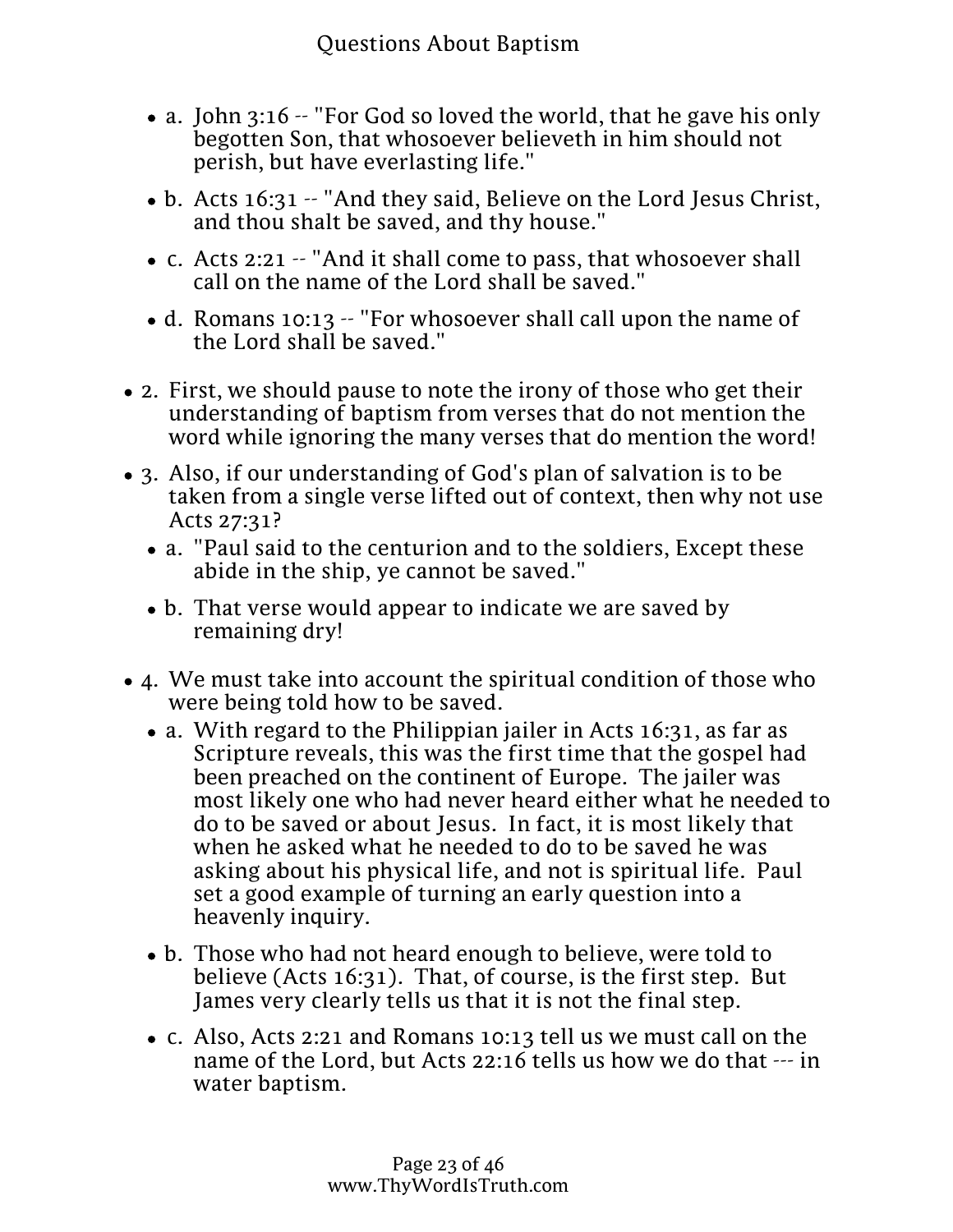- a. John 3:16 -- "For God so loved the world, that he gave his only begotten Son, that whosoever believeth in him should not perish, but have everlasting life."
- b. Acts 16:31 -- "And they said, Believe on the Lord Jesus Christ, and thou shalt be saved, and thy house."
- c. Acts 2:21 -- "And it shall come to pass, that whosoever shall call on the name of the Lord shall be saved."
- d. Romans 10:13 -- "For whosoever shall call upon the name of the Lord shall be saved."

- 2. First, we should pause to note the irony of those who get their understanding of baptism from verses that do not mention the word while ignoring the many verses that do mention the word!
- 3. Also, if our understanding of God's plan of salvation is to be taken from a single verse lifted out of context, then why not use Acts 27:31?
  - a. "Paul said to the centurion and to the soldiers, Except these abide in the ship, ye cannot be saved."
  - b. That verse would appear to indicate we are saved by remaining dry!
- 4. We must take into account the spiritual condition of those who were being told how to be saved.
  - a. With regard to the Philippian jailer in Acts 16:31, as far as Scripture reveals, this was the first time that the gospel had been preached on the continent of Europe. The jailer was most likely one who had never heard either what he needed to do to be saved or about Jesus. In fact, it is most likely that when he asked what he needed to do to be saved he was asking about his physical life, and not is spiritual life. Paul set a good example of turning an early question into a heavenly inquiry.
  - b. Those who had not heard enough to believe, were told to believe (Acts 16:31). That, of course, is the first step. But James very clearly tells us that it is not the final step.
  - c. Also, Acts 2:21 and Romans 10:13 tell us we must call on the name of the Lord, but Acts 22:16 tells us how we do that --- in water baptism.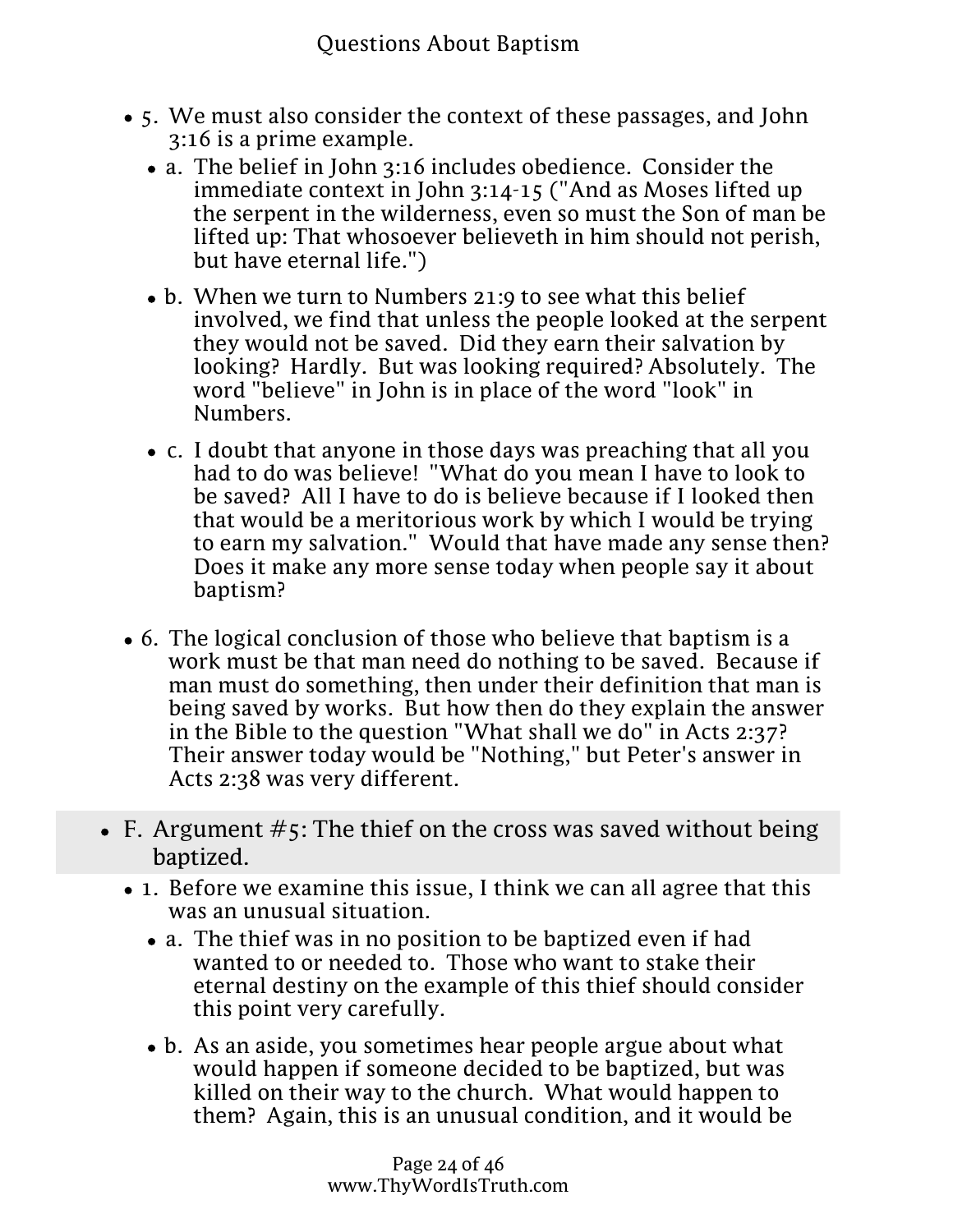- 5. We must also consider the context of these passages, and John 3:16 is a prime example.
  - a. The belief in John 3:16 includes obedience. Consider the immediate context in John 3:14-15 ("And as Moses lifted up the serpent in the wilderness, even so must the Son of man be lifted up: That whosoever believeth in him should not perish, but have eternal life.")
  - b. When we turn to Numbers 21:9 to see what this belief involved, we find that unless the people looked at the serpent they would not be saved. Did they earn their salvation by looking? Hardly. But was looking required? Absolutely. The word "believe" in John is in place of the word "look" in Numbers.
  - c. I doubt that anyone in those days was preaching that all you had to do was believe! "What do you mean I have to look to be saved? All I have to do is believe because if I looked then that would be a meritorious work by which I would be trying to earn my salvation." Would that have made any sense then? Does it make any more sense today when people say it about baptism?
- 6. The logical conclusion of those who believe that baptism is a work must be that man need do nothing to be saved. Because if man must do something, then under their definition that man is being saved by works. But how then do they explain the answer in the Bible to the question "What shall we do" in Acts 2:37? Their answer today would be "Nothing," but Peter's answer in Acts 2:38 was very different.

## F. Argument #5: The thief on the cross was saved without being baptized.

- 1. Before we examine this issue, I think we can all agree that this was an unusual situation.
  - a. The thief was in no position to be baptized even if had wanted to or needed to. Those who want to stake their eternal destiny on the example of this thief should consider this point very carefully.
  - b. As an aside, you sometimes hear people argue about what would happen if someone decided to be baptized, but was killed on their way to the church. What would happen to them? Again, this is an unusual condition, and it would be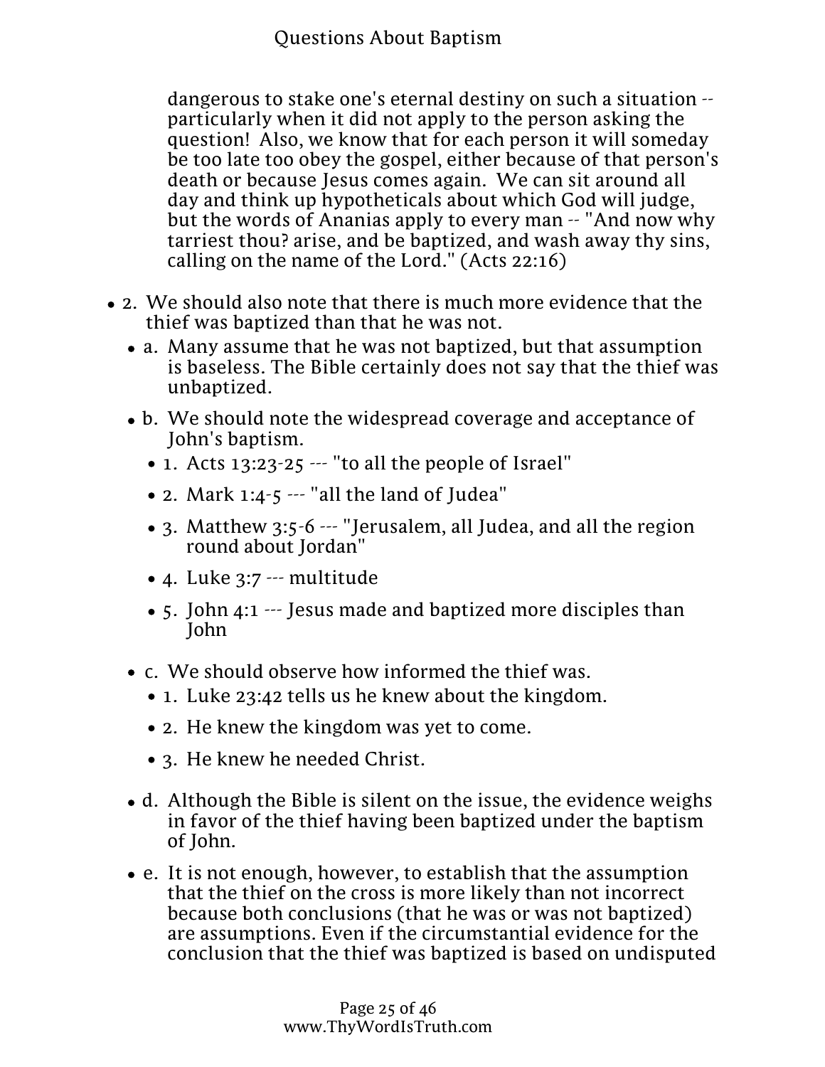dangerous to stake one's eternal destiny on such a situation -- particularly when it did not apply to the person asking the question! Also, we know that for each person it will someday be too late too obey the gospel, either because of that person's death or because Jesus comes again. We can sit around all day and think up hypotheticals about which God will judge, but the words of Ananias apply to every man -- "And now why tarriest thou? arise, and be baptized, and wash away thy sins, calling on the name of the Lord." (Acts 22:16)

- 2. We should also note that there is much more evidence that the thief was baptized than that he was not.
  - a. Many assume that he was not baptized, but that assumption is baseless. The Bible certainly does not say that the thief was unbaptized.
  - b. We should note the widespread coverage and acceptance of John's baptism.
    - 1. Acts 13:23-25 --- "to all the people of Israel"
    - 2. Mark 1:4-5 --- "all the land of Judea"
    - 3. Matthew 3:5-6 --- "Jerusalem, all Judea, and all the region round about Jordan"
    - 4. Luke 3:7 --- multitude
    - 5. John 4:1 --- Jesus made and baptized more disciples than John
  - c. We should observe how informed the thief was.
    - 1. Luke 23:42 tells us he knew about the kingdom.
    - 2. He knew the kingdom was yet to come.
    - 3. He knew he needed Christ.
  - d. Although the Bible is silent on the issue, the evidence weighs in favor of the thief having been baptized under the baptism of John.
  - e. It is not enough, however, to establish that the assumption that the thief on the cross is more likely than not incorrect because both conclusions (that he was or was not baptized) are assumptions. Even if the circumstantial evidence for the conclusion that the thief was baptized is based on undisputed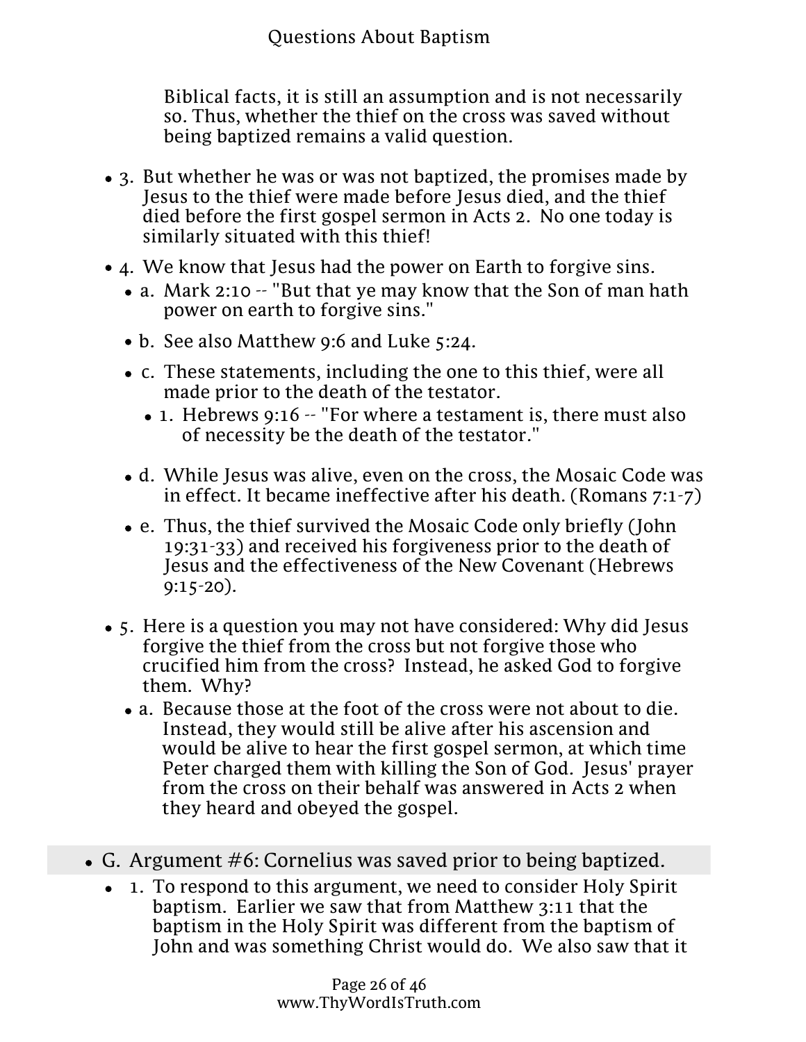Biblical facts, it is still an assumption and is not necessarily so. Thus, whether the thief on the cross was saved without being baptized remains a valid question.

- 3. But whether he was or was not baptized, the promises made by Jesus to the thief were made before Jesus died, and the thief died before the first gospel sermon in Acts 2. No one today is similarly situated with this thief!
- 4. We know that Jesus had the power on Earth to forgive sins.
  - a. Mark 2:10 -- "But that ye may know that the Son of man hath power on earth to forgive sins."
  - b. See also Matthew 9:6 and Luke 5:24.
  - c. These statements, including the one to this thief, were all made prior to the death of the testator.
    - 1. Hebrews 9:16 -- "For where a testament is, there must also of necessity be the death of the testator."
  - d. While Jesus was alive, even on the cross, the Mosaic Code was in effect. It became ineffective after his death. (Romans 7:1-7)
  - e. Thus, the thief survived the Mosaic Code only briefly (John 19:31-33) and received his forgiveness prior to the death of Jesus and the effectiveness of the New Covenant (Hebrews 9:15-20).
- 5. Here is a question you may not have considered: Why did Jesus forgive the thief from the cross but not forgive those who crucified him from the cross? Instead, he asked God to forgive them. Why?
  - a. Because those at the foot of the cross were not about to die. Instead, they would still be alive after his ascension and would be alive to hear the first gospel sermon, at which time Peter charged them with killing the Son of God. Jesus' prayer from the cross on their behalf was answered in Acts 2 when they heard and obeyed the gospel.

- G. Argument #6: Cornelius was saved prior to being baptized.
  - 1. To respond to this argument, we need to consider Holy Spirit baptism. Earlier we saw that from Matthew 3:11 that the baptism in the Holy Spirit was different from the baptism of John and was something Christ would do. We also saw that it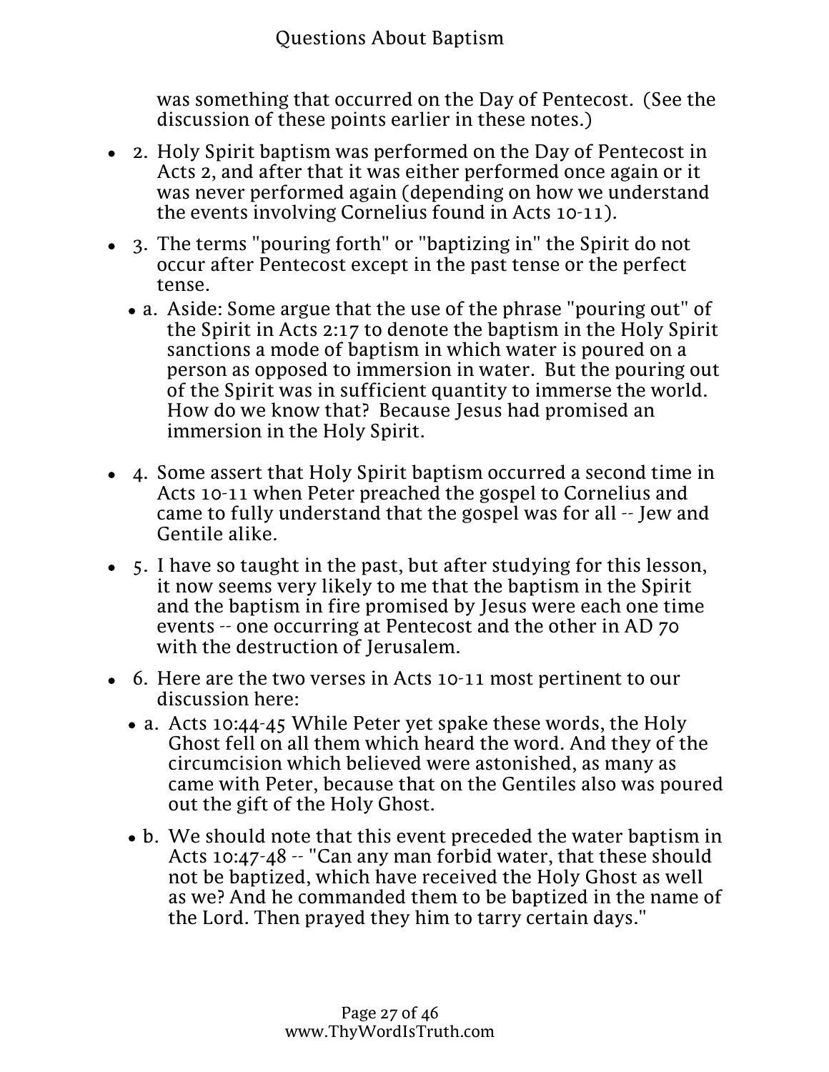was something that occurred on the Day of Pentecost. (See the discussion of these points earlier in these notes.)

- 2. Holy Spirit baptism was performed on the Day of Pentecost in Acts 2, and after that it was either performed once again or it was never performed again (depending on how we understand the events involving Cornelius found in Acts 10-11).
- 3. The terms "pouring forth" or "baptizing in" the Spirit do not occur after Pentecost except in the past tense or the perfect tense.
  - a. Aside: Some argue that the use of the phrase "pouring out" of the Spirit in Acts 2:17 to denote the baptism in the Holy Spirit sanctions a mode of baptism in which water is poured on a person as opposed to immersion in water. But the pouring out of the Spirit was in sufficient quantity to immerse the world. How do we know that? Because Jesus had promised an immersion in the Holy Spirit.
- 4. Some assert that Holy Spirit baptism occurred a second time in Acts 10-11 when Peter preached the gospel to Cornelius and came to fully understand that the gospel was for all -- Jew and Gentile alike.
- 5. I have so taught in the past, but after studying for this lesson, it now seems very likely to me that the baptism in the Spirit and the baptism in fire promised by Jesus were each one time events -- one occurring at Pentecost and the other in AD 70 with the destruction of Jerusalem.
- 6. Here are the two verses in Acts 10-11 most pertinent to our discussion here:
  - a. Acts 10:44-45 While Peter yet spake these words, the Holy Ghost fell on all them which heard the word. And they of the circumcision which believed were astonished, as many as came with Peter, because that on the Gentiles also was poured out the gift of the Holy Ghost.
  - b. We should note that this event preceded the water baptism in Acts 10:47-48 -- "Can any man forbid water, that these should not be baptized, which have received the Holy Ghost as well as we? And he commanded them to be baptized in the name of the Lord. Then prayed they him to tarry certain days."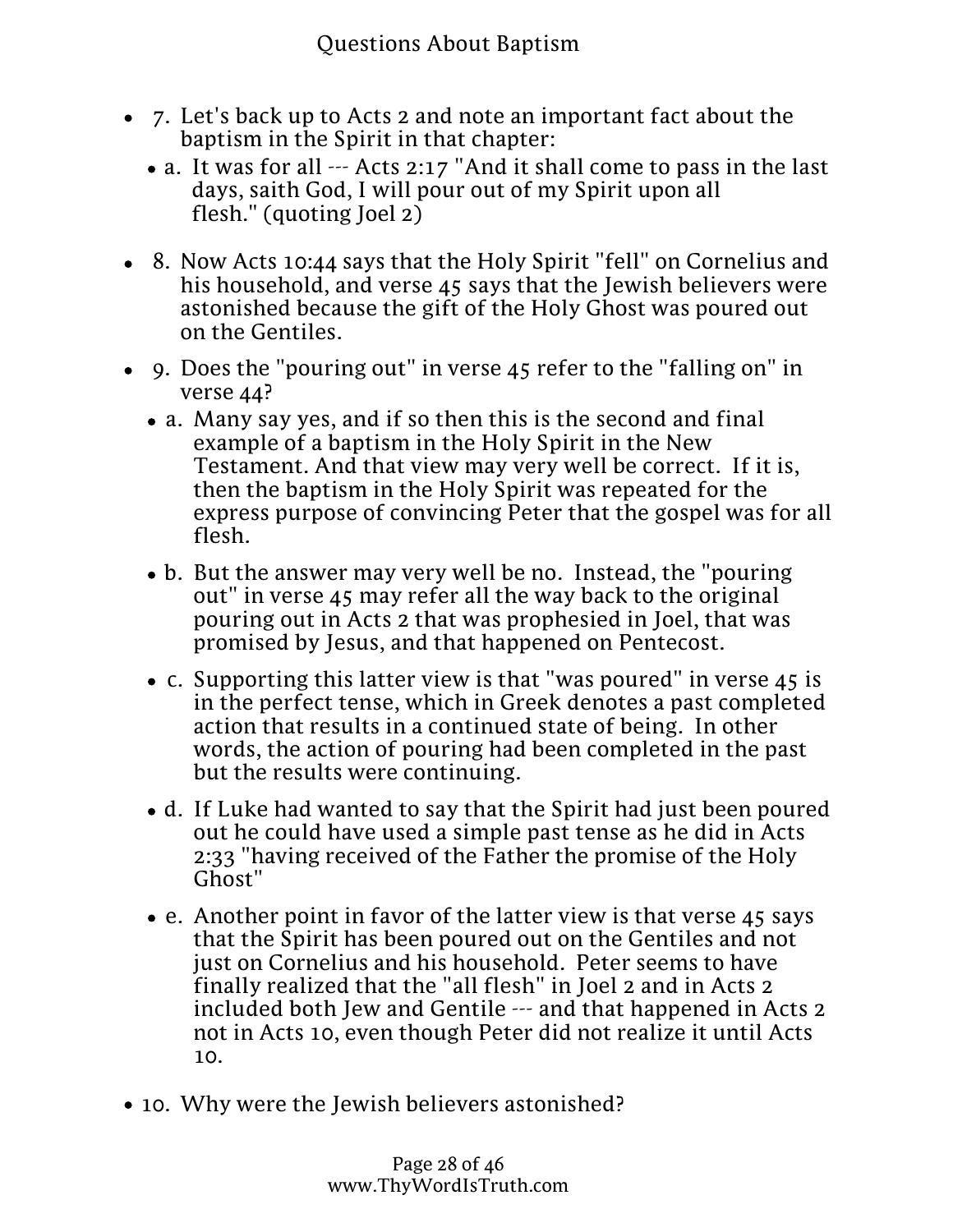- 7. Let's back up to Acts 2 and note an important fact about the baptism in the Spirit in that chapter:
  - a. It was for all --- Acts 2:17 "And it shall come to pass in the last days, saith God, I will pour out of my Spirit upon all flesh." (quoting Joel 2)

- 8. Now Acts 10:44 says that the Holy Spirit "fell" on Cornelius and his household, and verse 45 says that the Jewish believers were astonished because the gift of the Holy Ghost was poured out on the Gentiles.

- 9. Does the "pouring out" in verse 45 refer to the "falling on" in verse 44?
  - a. Many say yes, and if so then this is the second and final example of a baptism in the Holy Spirit in the New Testament. And that view may very well be correct. If it is, then the baptism in the Holy Spirit was repeated for the express purpose of convincing Peter that the gospel was for all flesh.
  - b. But the answer may very well be no. Instead, the "pouring out" in verse 45 may refer all the way back to the original pouring out in Acts 2 that was prophesied in Joel, that was promised by Jesus, and that happened on Pentecost.
  - c. Supporting this latter view is that "was poured" in verse 45 is in the perfect tense, which in Greek denotes a past completed action that results in a continued state of being. In other words, the action of pouring had been completed in the past but the results were continuing.
  - d. If Luke had wanted to say that the Spirit had just been poured out he could have used a simple past tense as he did in Acts 2:33 "having received of the Father the promise of the Holy Ghost"
  - e. Another point in favor of the latter view is that verse 45 says that the Spirit has been poured out on the Gentiles and not just on Cornelius and his household. Peter seems to have finally realized that the "all flesh" in Joel 2 and in Acts 2 included both Jew and Gentile --- and that happened in Acts 2 not in Acts 10, even though Peter did not realize it until Acts 10.

- 10. Why were the Jewish believers astonished?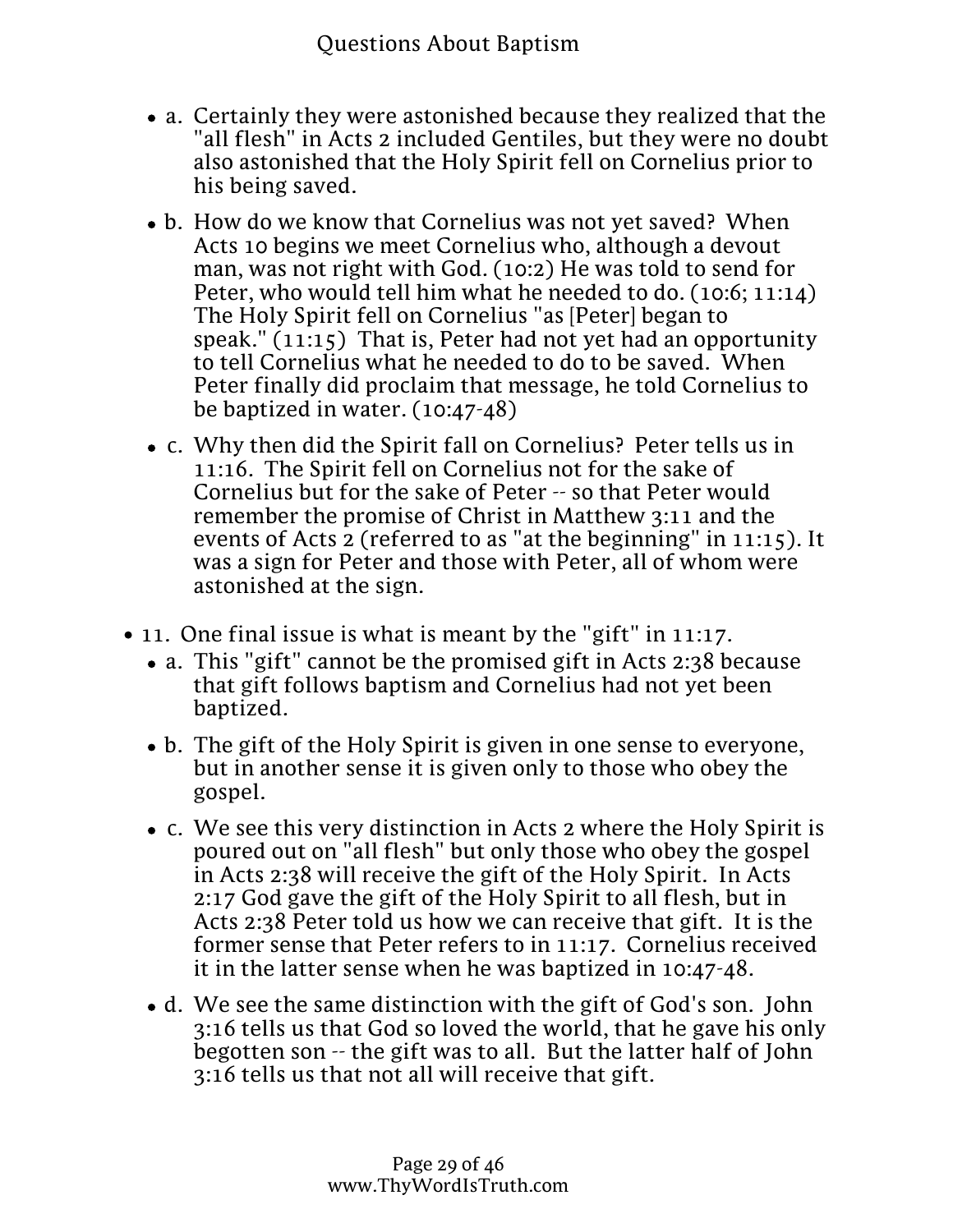- a. Certainly they were astonished because they realized that the "all flesh" in Acts 2 included Gentiles, but they were no doubt also astonished that the Holy Spirit fell on Cornelius prior to his being saved.
- b. How do we know that Cornelius was not yet saved? When Acts 10 begins we meet Cornelius who, although a devout man, was not right with God. (10:2) He was told to send for Peter, who would tell him what he needed to do. (10:6; 11:14) The Holy Spirit fell on Cornelius "as [Peter] began to speak." (11:15) That is, Peter had not yet had an opportunity to tell Cornelius what he needed to do to be saved. When Peter finally did proclaim that message, he told Cornelius to be baptized in water. (10:47-48)
- c. Why then did the Spirit fall on Cornelius? Peter tells us in 11:16. The Spirit fell on Cornelius not for the sake of Cornelius but for the sake of Peter -- so that Peter would remember the promise of Christ in Matthew 3:11 and the events of Acts 2 (referred to as "at the beginning" in 11:15). It was a sign for Peter and those with Peter, all of whom were astonished at the sign.

- 11. One final issue is what is meant by the "gift" in 11:17.
  - a. This "gift" cannot be the promised gift in Acts 2:38 because that gift follows baptism and Cornelius had not yet been baptized.
  - b. The gift of the Holy Spirit is given in one sense to everyone, but in another sense it is given only to those who obey the gospel.
  - c. We see this very distinction in Acts 2 where the Holy Spirit is poured out on "all flesh" but only those who obey the gospel in Acts 2:38 will receive the gift of the Holy Spirit. In Acts 2:17 God gave the gift of the Holy Spirit to all flesh, but in Acts 2:38 Peter told us how we can receive that gift. It is the former sense that Peter refers to in 11:17. Cornelius received it in the latter sense when he was baptized in 10:47-48.
  - d. We see the same distinction with the gift of God's son. John 3:16 tells us that God so loved the world, that he gave his only begotten son -- the gift was to all. But the latter half of John 3:16 tells us that not all will receive that gift.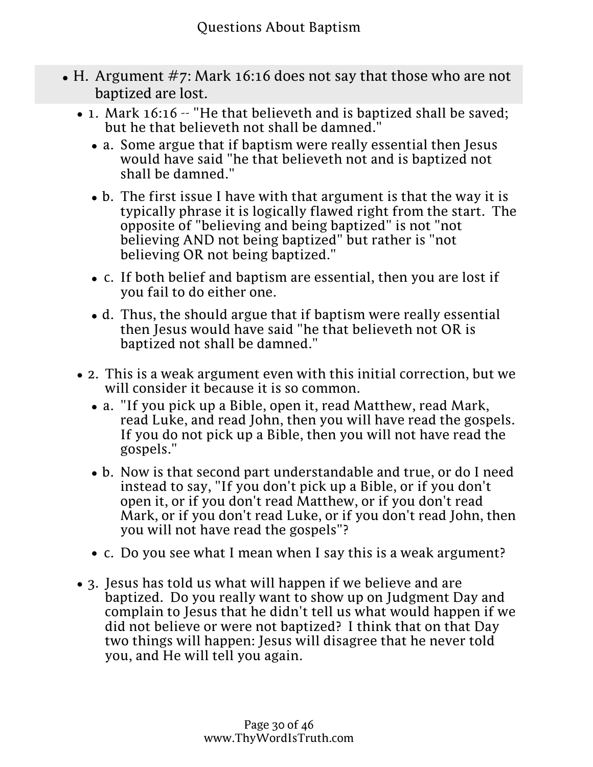- H. Argument #7: Mark 16:16 does not say that those who are not baptized are lost.
  - 1. Mark 16:16 -- "He that believeth and is baptized shall be saved; but he that believeth not shall be damned."
    - a. Some argue that if baptism were really essential then Jesus would have said "he that believeth not and is baptized not shall be damned."
    - b. The first issue I have with that argument is that the way it is typically phrase it is logically flawed right from the start. The opposite of "believing and being baptized" is not "not believing AND not being baptized" but rather is "not believing OR not being baptized."
    - c. If both belief and baptism are essential, then you are lost if you fail to do either one.
    - d. Thus, the should argue that if baptism were really essential then Jesus would have said "he that believeth not OR is baptized not shall be damned."
  - 2. This is a weak argument even with this initial correction, but we will consider it because it is so common.
    - a. "If you pick up a Bible, open it, read Matthew, read Mark, read Luke, and read John, then you will have read the gospels. If you do not pick up a Bible, then you will not have read the gospels."
    - b. Now is that second part understandable and true, or do I need instead to say, "If you don't pick up a Bible, or if you don't open it, or if you don't read Matthew, or if you don't read Mark, or if you don't read Luke, or if you don't read John, then you will not have read the gospels"?
    - c. Do you see what I mean when I say this is a weak argument?
  - 3. Jesus has told us what will happen if we believe and are baptized. Do you really want to show up on Judgment Day and complain to Jesus that he didn't tell us what would happen if we did not believe or were not baptized? I think that on that Day two things will happen: Jesus will disagree that he never told you, and He will tell you again.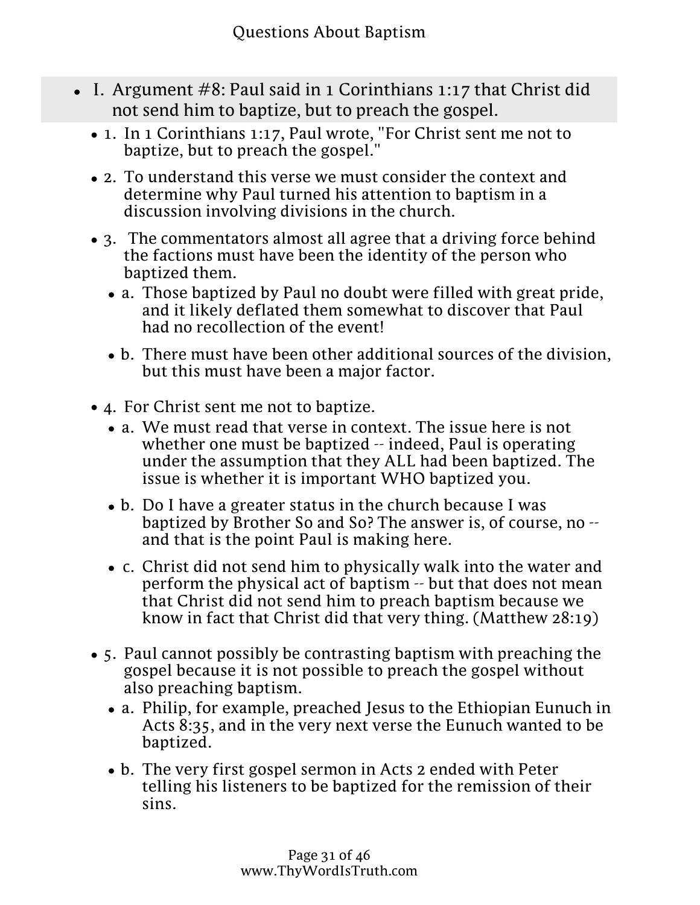- I. Argument #8: Paul said in 1 Corinthians 1:17 that Christ did not send him to baptize, but to preach the gospel.
  - 1. In 1 Corinthians 1:17, Paul wrote, "For Christ sent me not to baptize, but to preach the gospel."
  - 2. To understand this verse we must consider the context and determine why Paul turned his attention to baptism in a discussion involving divisions in the church.
  - 3. The commentators almost all agree that a driving force behind the factions must have been the identity of the person who baptized them.
    - a. Those baptized by Paul no doubt were filled with great pride, and it likely deflated them somewhat to discover that Paul had no recollection of the event!
    - b. There must have been other additional sources of the division, but this must have been a major factor.
  - 4. For Christ sent me not to baptize.
    - a. We must read that verse in context. The issue here is not whether one must be baptized -- indeed, Paul is operating under the assumption that they ALL had been baptized. The issue is whether it is important WHO baptized you.
    - b. Do I have a greater status in the church because I was baptized by Brother So and So? The answer is, of course, no -- and that is the point Paul is making here.
    - c. Christ did not send him to physically walk into the water and perform the physical act of baptism -- but that does not mean that Christ did not send him to preach baptism because we know in fact that Christ did that very thing. (Matthew 28:19)
  - 5. Paul cannot possibly be contrasting baptism with preaching the gospel because it is not possible to preach the gospel without also preaching baptism.
    - a. Philip, for example, preached Jesus to the Ethiopian Eunuch in Acts 8:35, and in the very next verse the Eunuch wanted to be baptized.
    - b. The very first gospel sermon in Acts 2 ended with Peter telling his listeners to be baptized for the remission of their sins.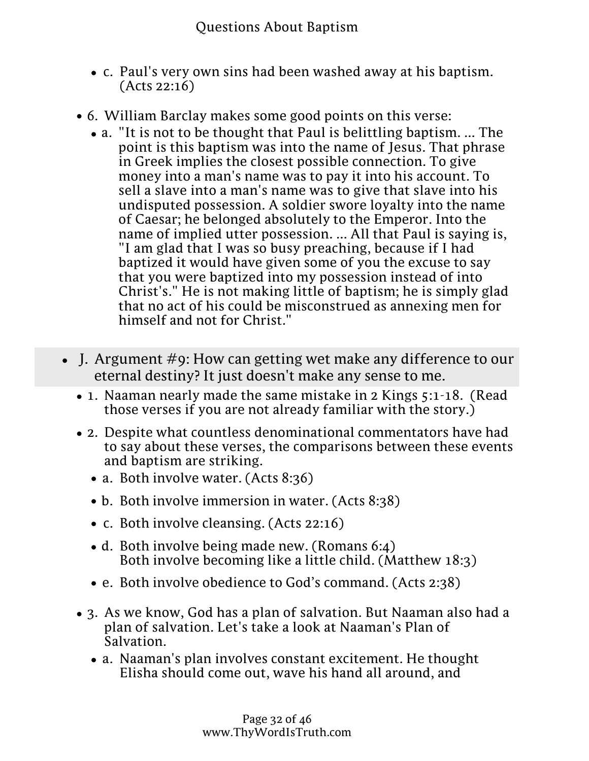- c. Paul's very own sins had been washed away at his baptism. (Acts 22:16)

- 6. William Barclay makes some good points on this verse:
  - a. "It is not to be thought that Paul is belittling baptism. ... The point is this baptism was into the name of Jesus. That phrase in Greek implies the closest possible connection. To give money into a man's name was to pay it into his account. To sell a slave into a man's name was to give that slave into his undisputed possession. A soldier swore loyalty into the name of Caesar; he belonged absolutely to the Emperor. Into the name of implied utter possession. ... All that Paul is saying is, "I am glad that I was so busy preaching, because if I had baptized it would have given some of you the excuse to say that you were baptized into my possession instead of into Christ's." He is not making little of baptism; he is simply glad that no act of his could be misconstrued as annexing men for himself and not for Christ."

## J. Argument #9: How can getting wet make any difference to our eternal destiny? It just doesn't make any sense to me.

- 1. Naaman nearly made the same mistake in 2 Kings 5:1-18. (Read those verses if you are not already familiar with the story.)
- 2. Despite what countless denominational commentators have had to say about these verses, the comparisons between these events and baptism are striking.
  - a. Both involve water. (Acts 8:36)
  - b. Both involve immersion in water. (Acts 8:38)
  - c. Both involve cleansing. (Acts 22:16)
  - d. Both involve being made new. (Romans 6:4)
    Both involve becoming like a little child. (Matthew 18:3)
  - e. Both involve obedience to God's command. (Acts 2:38)
- 3. As we know, God has a plan of salvation. But Naaman also had a plan of salvation. Let's take a look at Naaman's Plan of Salvation.
  - a. Naaman's plan involves constant excitement. He thought Elisha should come out, wave his hand all around, and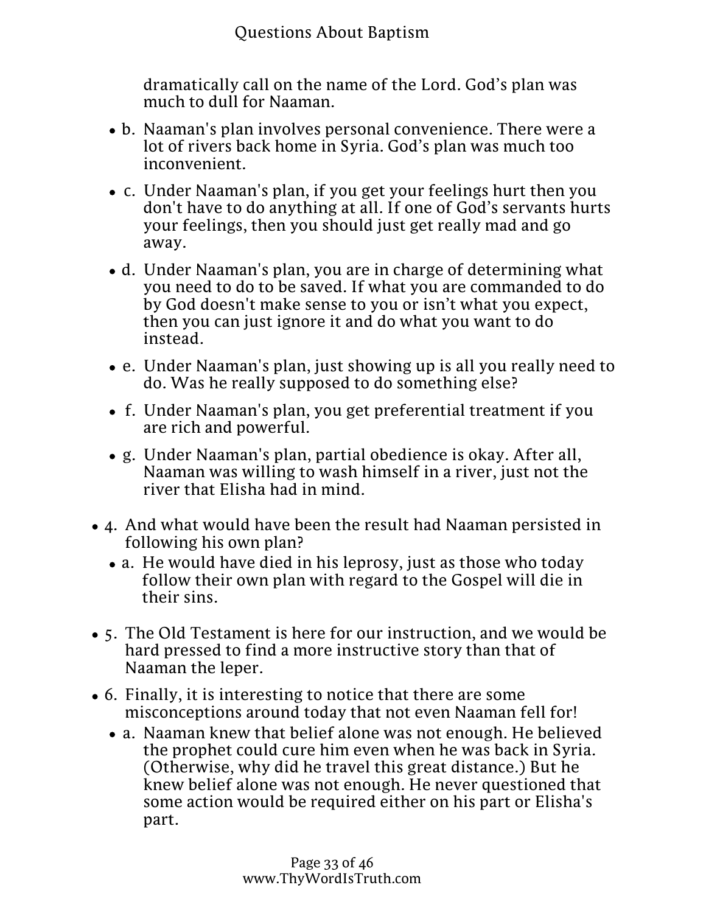dramatically call on the name of the Lord. God's plan was much to dull for Naaman.

- b. Naaman's plan involves personal convenience. There were a lot of rivers back home in Syria. God's plan was much too inconvenient.
- c. Under Naaman's plan, if you get your feelings hurt then you don't have to do anything at all. If one of God's servants hurts your feelings, then you should just get really mad and go away.
- d. Under Naaman's plan, you are in charge of determining what you need to do to be saved. If what you are commanded to do by God doesn't make sense to you or isn't what you expect, then you can just ignore it and do what you want to do instead.
- e. Under Naaman's plan, just showing up is all you really need to do. Was he really supposed to do something else?
- f. Under Naaman's plan, you get preferential treatment if you are rich and powerful.
- g. Under Naaman's plan, partial obedience is okay. After all, Naaman was willing to wash himself in a river, just not the river that Elisha had in mind.

- 4. And what would have been the result had Naaman persisted in following his own plan?
  - a. He would have died in his leprosy, just as those who today follow their own plan with regard to the Gospel will die in their sins.
- 5. The Old Testament is here for our instruction, and we would be hard pressed to find a more instructive story than that of Naaman the leper.
- 6. Finally, it is interesting to notice that there are some misconceptions around today that not even Naaman fell for!
  - a. Naaman knew that belief alone was not enough. He believed the prophet could cure him even when he was back in Syria. (Otherwise, why did he travel this great distance.) But he knew belief alone was not enough. He never questioned that some action would be required either on his part or Elisha's part.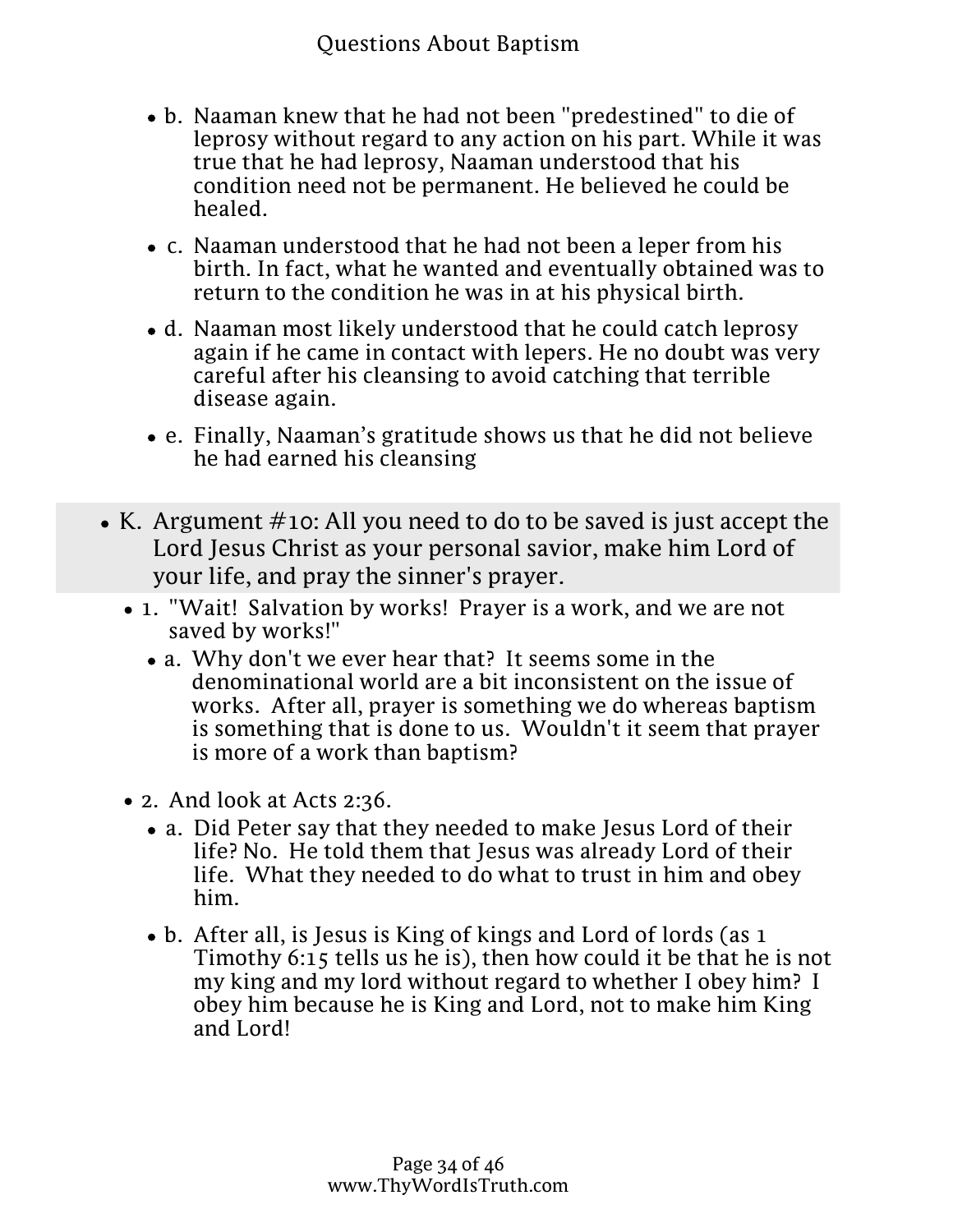- b. Naaman knew that he had not been "predestined" to die of leprosy without regard to any action on his part. While it was true that he had leprosy, Naaman understood that his condition need not be permanent. He believed he could be healed.
- c. Naaman understood that he had not been a leper from his birth. In fact, what he wanted and eventually obtained was to return to the condition he was in at his physical birth.
- d. Naaman most likely understood that he could catch leprosy again if he came in contact with lepers. He no doubt was very careful after his cleansing to avoid catching that terrible disease again.
- e. Finally, Naaman's gratitude shows us that he did not believe he had earned his cleansing

## K. Argument #10: All you need to do to be saved is just accept the Lord Jesus Christ as your personal savior, make him Lord of your life, and pray the sinner's prayer.

- 1. "Wait! Salvation by works! Prayer is a work, and we are not saved by works!"
  - a. Why don't we ever hear that? It seems some in the denominational world are a bit inconsistent on the issue of works. After all, prayer is something we do whereas baptism is something that is done to us. Wouldn't it seem that prayer is more of a work than baptism?
- 2. And look at Acts 2:36.
  - a. Did Peter say that they needed to make Jesus Lord of their life? No. He told them that Jesus was already Lord of their life. What they needed to do what to trust in him and obey him.
  - b. After all, is Jesus is King of kings and Lord of lords (as 1 Timothy 6:15 tells us he is), then how could it be that he is not my king and my lord without regard to whether I obey him? I obey him because he is King and Lord, not to make him King and Lord!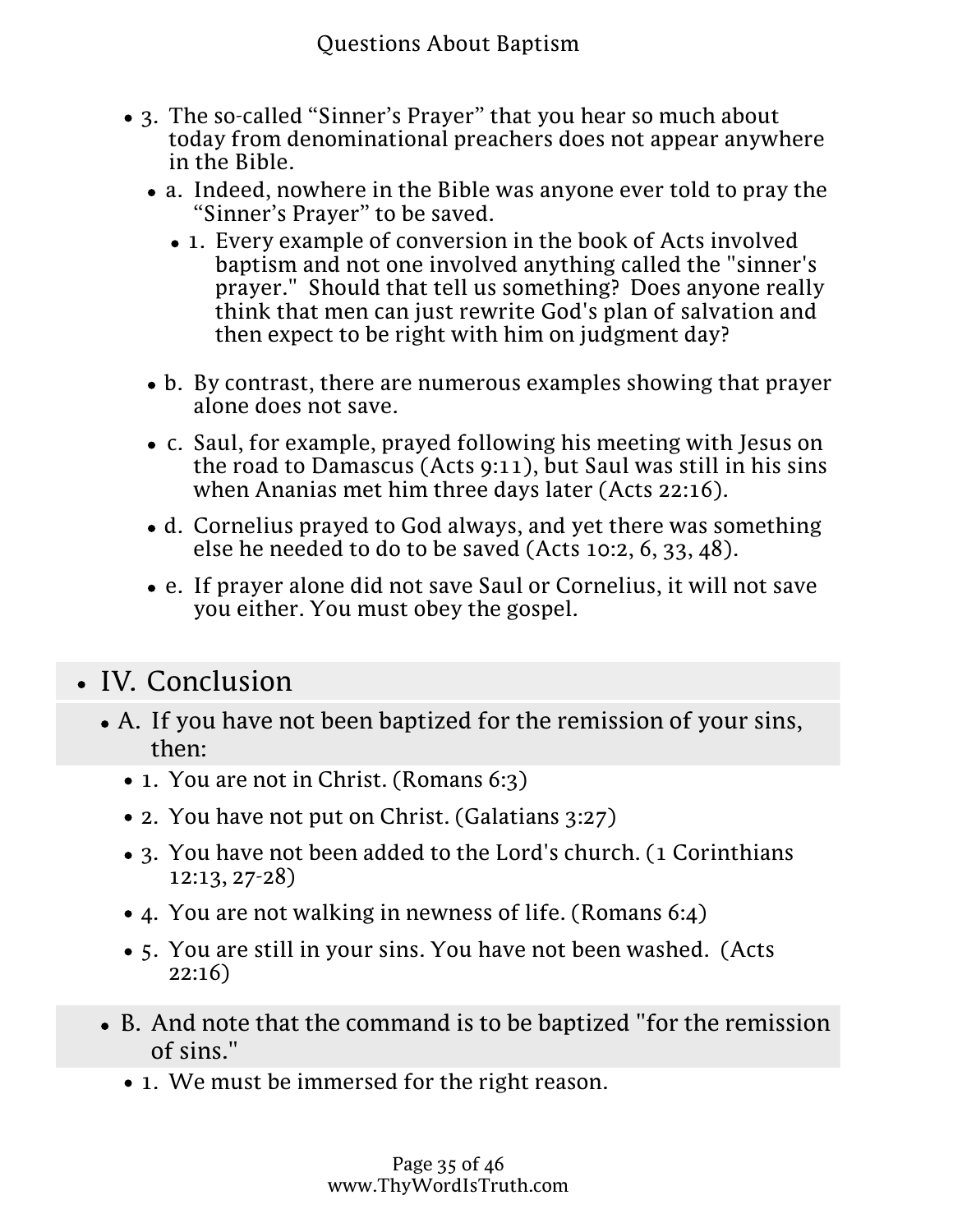- 3. The so-called "Sinner's Prayer" that you hear so much about today from denominational preachers does not appear anywhere in the Bible.
  - a. Indeed, nowhere in the Bible was anyone ever told to pray the "Sinner's Prayer" to be saved.
    - 1. Every example of conversion in the book of Acts involved baptism and not one involved anything called the "sinner's prayer." Should that tell us something? Does anyone really think that men can just rewrite God's plan of salvation and then expect to be right with him on judgment day?
  - b. By contrast, there are numerous examples showing that prayer alone does not save.
  - c. Saul, for example, prayed following his meeting with Jesus on the road to Damascus (Acts 9:11), but Saul was still in his sins when Ananias met him three days later (Acts 22:16).
  - d. Cornelius prayed to God always, and yet there was something else he needed to do to be saved (Acts 10:2, 6, 33, 48).
  - e. If prayer alone did not save Saul or Cornelius, it will not save you either. You must obey the gospel.

## IV. Conclusion

### A. If you have not been baptized for the remission of your sins, then:

- 1. You are not in Christ. (Romans 6:3)
- 2. You have not put on Christ. (Galatians 3:27)
- 3. You have not been added to the Lord's church. (1 Corinthians 12:13, 27-28)
- 4. You are not walking in newness of life. (Romans 6:4)
- 5. You are still in your sins. You have not been washed. (Acts 22:16)

### B. And note that the command is to be baptized "for the remission of sins."

- 1. We must be immersed for the right reason.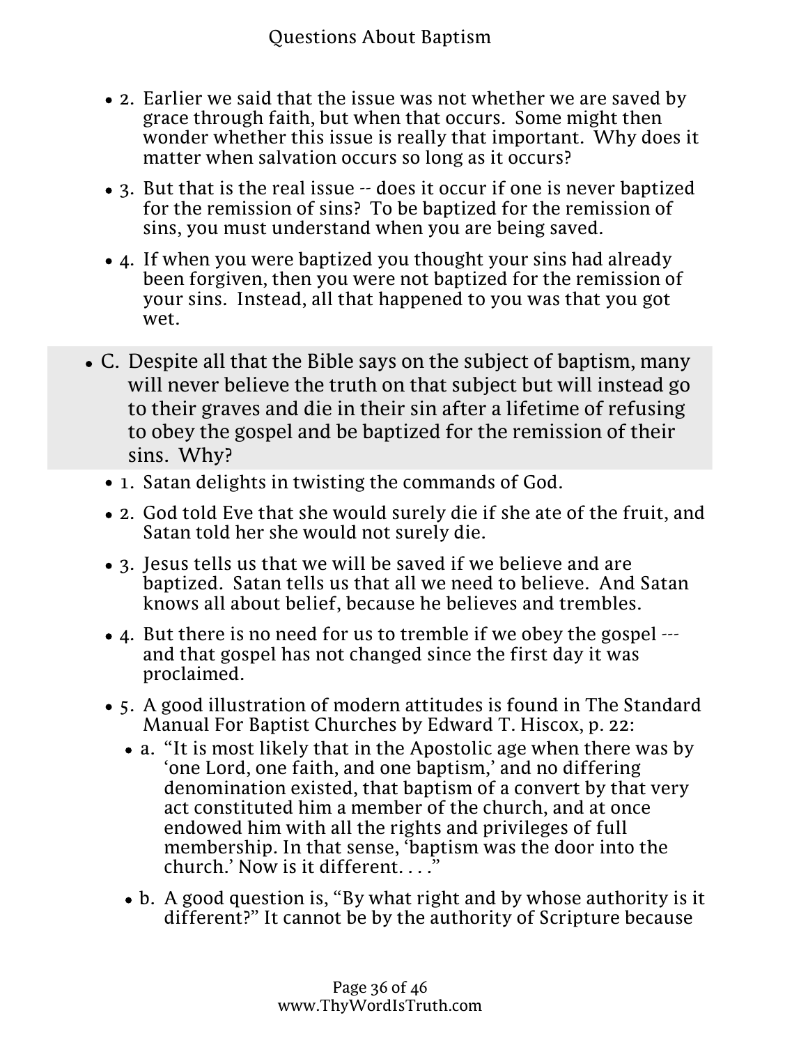- 2. Earlier we said that the issue was not whether we are saved by grace through faith, but when that occurs. Some might then wonder whether this issue is really that important. Why does it matter when salvation occurs so long as it occurs?
- 3. But that is the real issue -- does it occur if one is never baptized for the remission of sins? To be baptized for the remission of sins, you must understand when you are being saved.
- 4. If when you were baptized you thought your sins had already been forgiven, then you were not baptized for the remission of your sins. Instead, all that happened to you was that you got wet.

- C. Despite all that the Bible says on the subject of baptism, many will never believe the truth on that subject but will instead go to their graves and die in their sin after a lifetime of refusing to obey the gospel and be baptized for the remission of their sins. Why?
  - 1. Satan delights in twisting the commands of God.
  - 2. God told Eve that she would surely die if she ate of the fruit, and Satan told her she would not surely die.
  - 3. Jesus tells us that we will be saved if we believe and are baptized. Satan tells us that all we need to believe. And Satan knows all about belief, because he believes and trembles.
  - 4. But there is no need for us to tremble if we obey the gospel --- and that gospel has not changed since the first day it was proclaimed.
  - 5. A good illustration of modern attitudes is found in The Standard Manual For Baptist Churches by Edward T. Hiscox, p. 22:
    - a. "It is most likely that in the Apostolic age when there was by 'one Lord, one faith, and one baptism,' and no differing denomination existed, that baptism of a convert by that very act constituted him a member of the church, and at once endowed him with all the rights and privileges of full membership. In that sense, 'baptism was the door into the church.' Now is it different. . . ."
    - b. A good question is, "By what right and by whose authority is it different?" It cannot be by the authority of Scripture because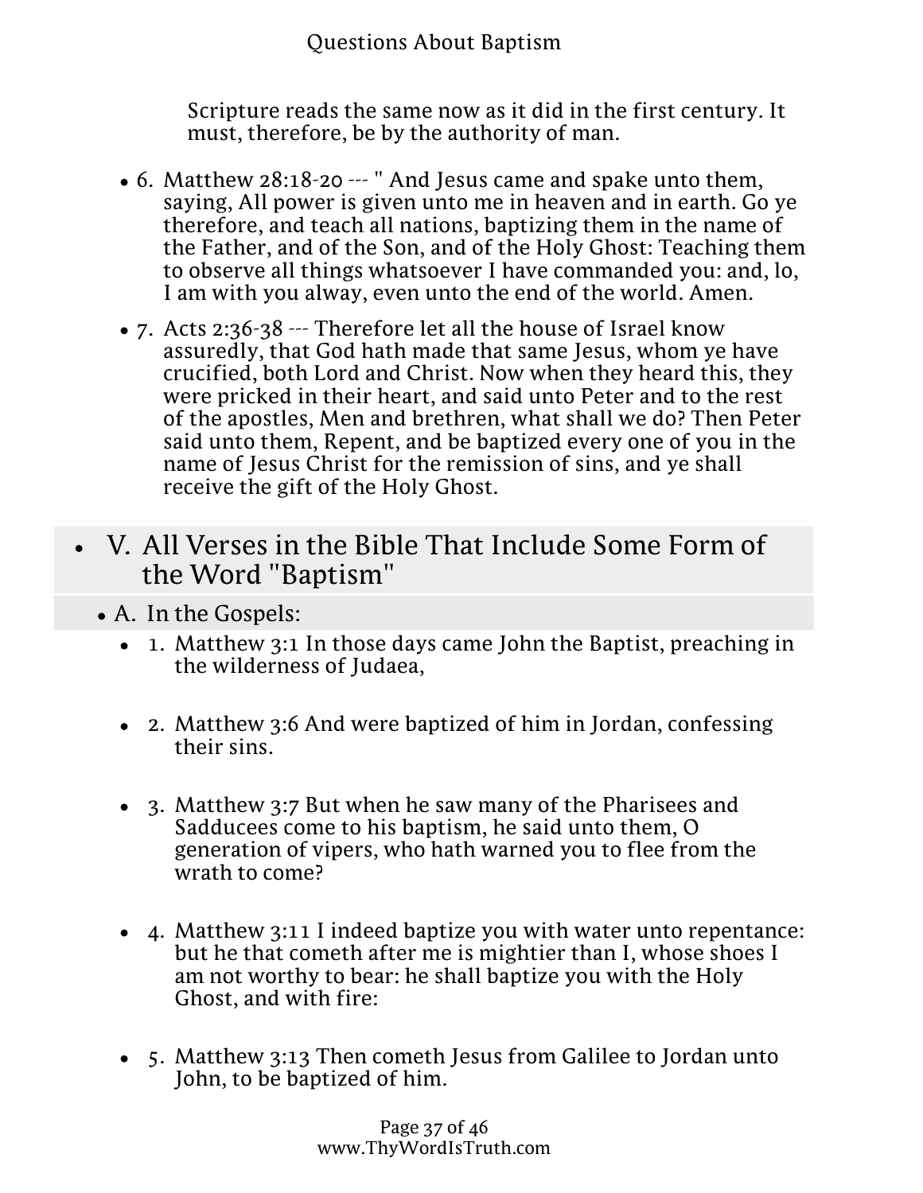Scripture reads the same now as it did in the first century. It must, therefore, be by the authority of man.

- 6. Matthew 28:18-20 --- " And Jesus came and spake unto them, saying, All power is given unto me in heaven and in earth. Go ye therefore, and teach all nations, baptizing them in the name of the Father, and of the Son, and of the Holy Ghost: Teaching them to observe all things whatsoever I have commanded you: and, lo, I am with you alway, even unto the end of the world. Amen.
- 7. Acts 2:36-38 --- Therefore let all the house of Israel know assuredly, that God hath made that same Jesus, whom ye have crucified, both Lord and Christ. Now when they heard this, they were pricked in their heart, and said unto Peter and to the rest of the apostles, Men and brethren, what shall we do? Then Peter said unto them, Repent, and be baptized every one of you in the name of Jesus Christ for the remission of sins, and ye shall receive the gift of the Holy Ghost.

## V. All Verses in the Bible That Include Some Form of the Word "Baptism"

### A. In the Gospels:

- 1. Matthew 3:1 In those days came John the Baptist, preaching in the wilderness of Judaea,
- 2. Matthew 3:6 And were baptized of him in Jordan, confessing their sins.
- 3. Matthew 3:7 But when he saw many of the Pharisees and Sadducees come to his baptism, he said unto them, O generation of vipers, who hath warned you to flee from the wrath to come?
- 4. Matthew 3:11 I indeed baptize you with water unto repentance: but he that cometh after me is mightier than I, whose shoes I am not worthy to bear: he shall baptize you with the Holy Ghost, and with fire:
- 5. Matthew 3:13 Then cometh Jesus from Galilee to Jordan unto John, to be baptized of him.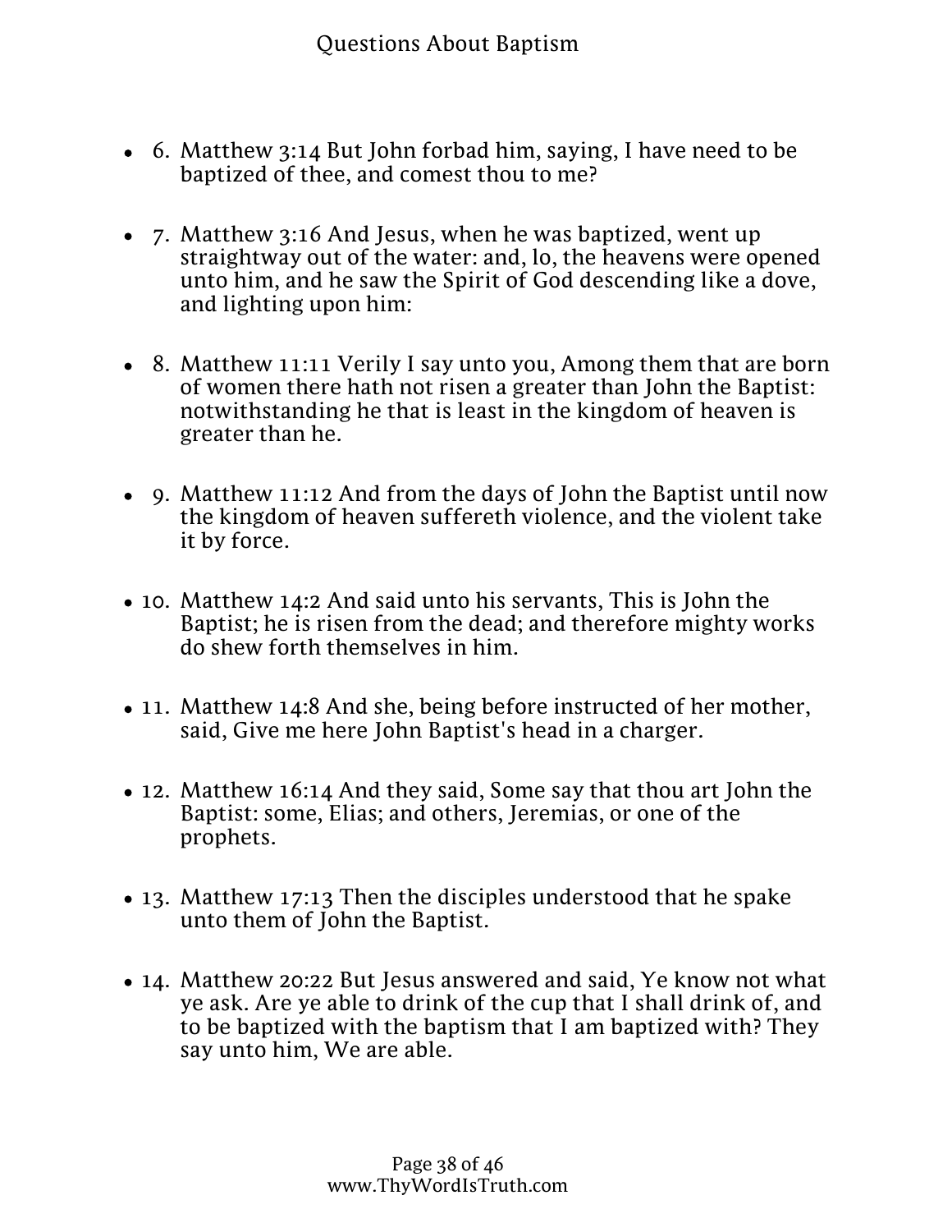6. Matthew 3:14 But John forbad him, saying, I have need to be baptized of thee, and comest thou to me?
7. Matthew 3:16 And Jesus, when he was baptized, went up straightway out of the water: and, lo, the heavens were opened unto him, and he saw the Spirit of God descending like a dove, and lighting upon him:
8. Matthew 11:11 Verily I say unto you, Among them that are born of women there hath not risen a greater than John the Baptist: notwithstanding he that is least in the kingdom of heaven is greater than he.
9. Matthew 11:12 And from the days of John the Baptist until now the kingdom of heaven suffereth violence, and the violent take it by force.
10. Matthew 14:2 And said unto his servants, This is John the Baptist; he is risen from the dead; and therefore mighty works do shew forth themselves in him.
11. Matthew 14:8 And she, being before instructed of her mother, said, Give me here John Baptist's head in a charger.
12. Matthew 16:14 And they said, Some say that thou art John the Baptist: some, Elias; and others, Jeremias, or one of the prophets.
13. Matthew 17:13 Then the disciples understood that he spake unto them of John the Baptist.
14. Matthew 20:22 But Jesus answered and said, Ye know not what ye ask. Are ye able to drink of the cup that I shall drink of, and to be baptized with the baptism that I am baptized with? They say unto him, We are able.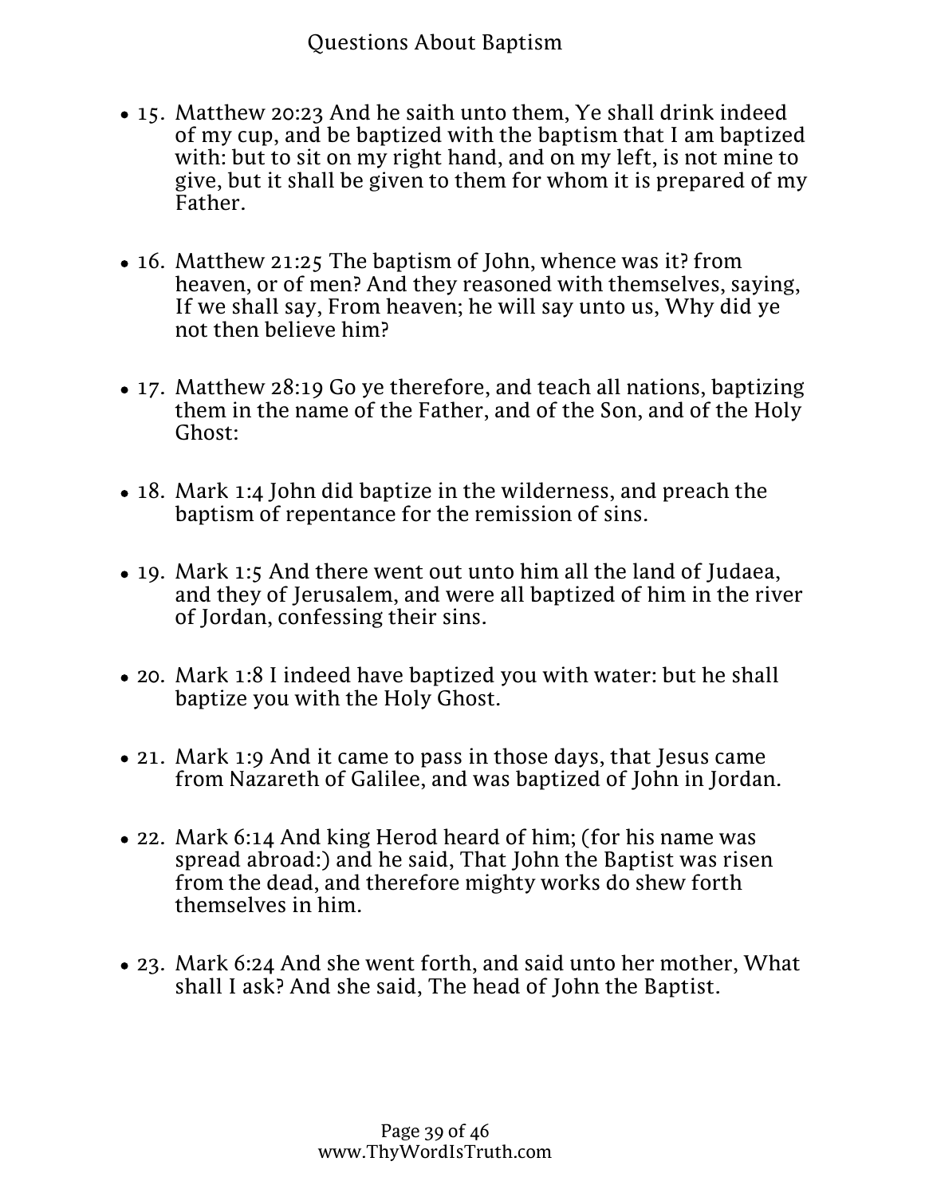- 15. Matthew 20:23 And he saith unto them, Ye shall drink indeed of my cup, and be baptized with the baptism that I am baptized with: but to sit on my right hand, and on my left, is not mine to give, but it shall be given to them for whom it is prepared of my Father.

- 16. Matthew 21:25 The baptism of John, whence was it? from heaven, or of men? And they reasoned with themselves, saying, If we shall say, From heaven; he will say unto us, Why did ye not then believe him?

- 17. Matthew 28:19 Go ye therefore, and teach all nations, baptizing them in the name of the Father, and of the Son, and of the Holy Ghost:

- 18. Mark 1:4 John did baptize in the wilderness, and preach the baptism of repentance for the remission of sins.

- 19. Mark 1:5 And there went out unto him all the land of Judaea, and they of Jerusalem, and were all baptized of him in the river of Jordan, confessing their sins.

- 20. Mark 1:8 I indeed have baptized you with water: but he shall baptize you with the Holy Ghost.

- 21. Mark 1:9 And it came to pass in those days, that Jesus came from Nazareth of Galilee, and was baptized of John in Jordan.

- 22. Mark 6:14 And king Herod heard of him; (for his name was spread abroad:) and he said, That John the Baptist was risen from the dead, and therefore mighty works do shew forth themselves in him.

- 23. Mark 6:24 And she went forth, and said unto her mother, What shall I ask? And she said, The head of John the Baptist.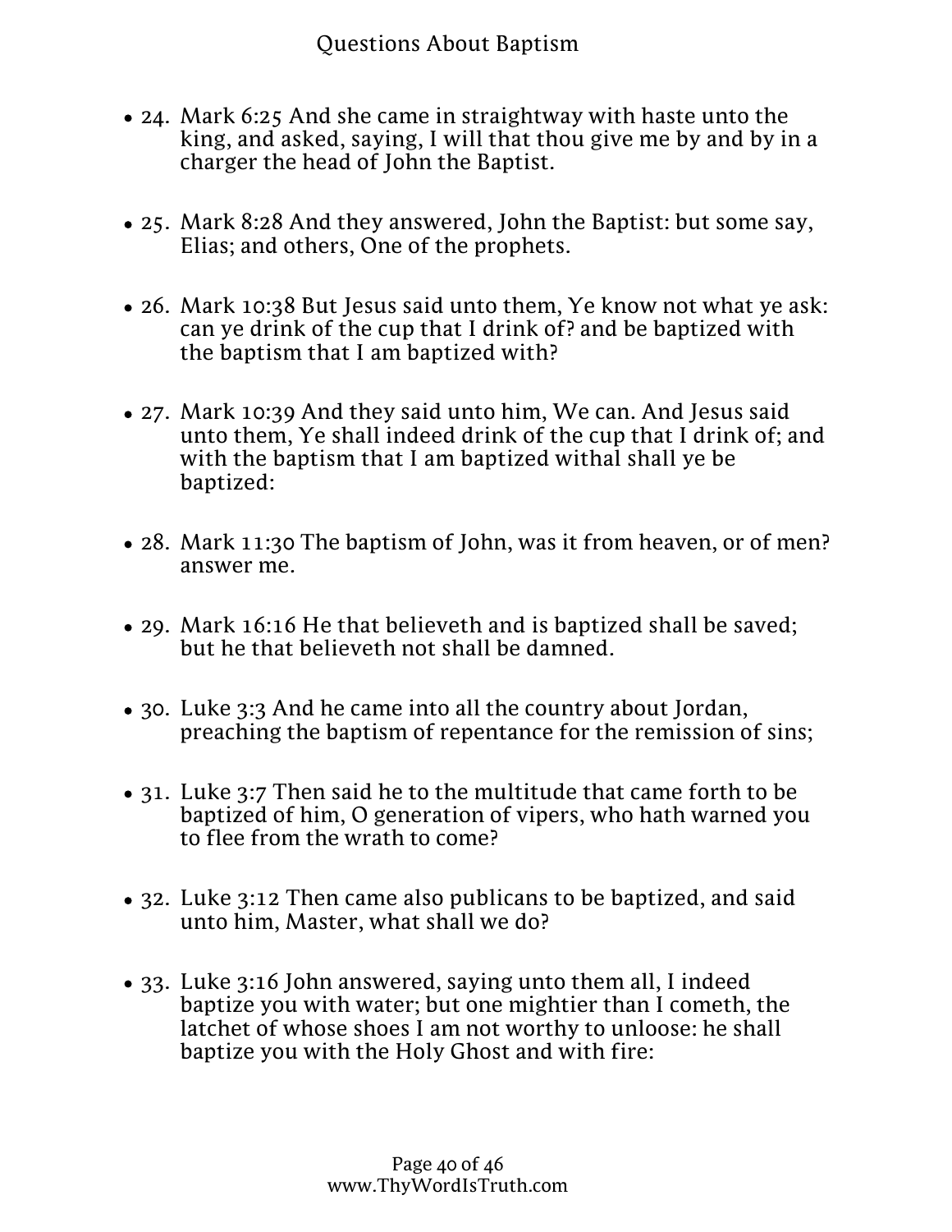- 24. Mark 6:25 And she came in straightway with haste unto the king, and asked, saying, I will that thou give me by and by in a charger the head of John the Baptist.

- 25. Mark 8:28 And they answered, John the Baptist: but some say, Elias; and others, One of the prophets.

- 26. Mark 10:38 But Jesus said unto them, Ye know not what ye ask: can ye drink of the cup that I drink of? and be baptized with the baptism that I am baptized with?

- 27. Mark 10:39 And they said unto him, We can. And Jesus said unto them, Ye shall indeed drink of the cup that I drink of; and with the baptism that I am baptized withal shall ye be baptized:

- 28. Mark 11:30 The baptism of John, was it from heaven, or of men? answer me.

- 29. Mark 16:16 He that believeth and is baptized shall be saved; but he that believeth not shall be damned.

- 30. Luke 3:3 And he came into all the country about Jordan, preaching the baptism of repentance for the remission of sins;

- 31. Luke 3:7 Then said he to the multitude that came forth to be baptized of him, O generation of vipers, who hath warned you to flee from the wrath to come?

- 32. Luke 3:12 Then came also publicans to be baptized, and said unto him, Master, what shall we do?

- 33. Luke 3:16 John answered, saying unto them all, I indeed baptize you with water; but one mightier than I cometh, the latchet of whose shoes I am not worthy to unloose: he shall baptize you with the Holy Ghost and with fire: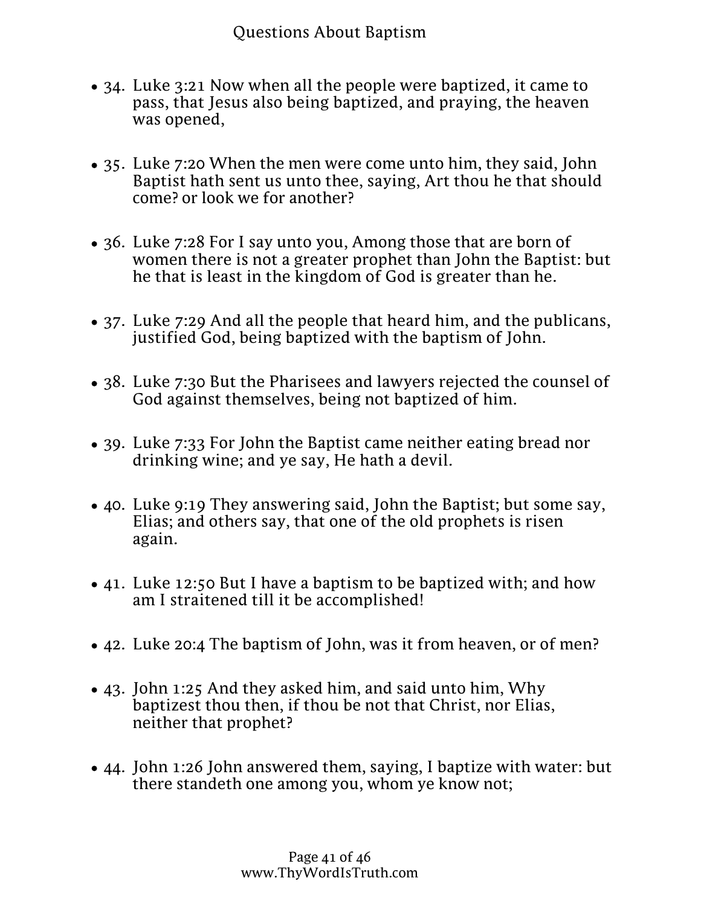- 34. Luke 3:21 Now when all the people were baptized, it came to pass, that Jesus also being baptized, and praying, the heaven was opened,
- 35. Luke 7:20 When the men were come unto him, they said, John Baptist hath sent us unto thee, saying, Art thou he that should come? or look we for another?
- 36. Luke 7:28 For I say unto you, Among those that are born of women there is not a greater prophet than John the Baptist: but he that is least in the kingdom of God is greater than he.
- 37. Luke 7:29 And all the people that heard him, and the publicans, justified God, being baptized with the baptism of John.
- 38. Luke 7:30 But the Pharisees and lawyers rejected the counsel of God against themselves, being not baptized of him.
- 39. Luke 7:33 For John the Baptist came neither eating bread nor drinking wine; and ye say, He hath a devil.
- 40. Luke 9:19 They answering said, John the Baptist; but some say, Elias; and others say, that one of the old prophets is risen again.
- 41. Luke 12:50 But I have a baptism to be baptized with; and how am I straitened till it be accomplished!
- 42. Luke 20:4 The baptism of John, was it from heaven, or of men?
- 43. John 1:25 And they asked him, and said unto him, Why baptizest thou then, if thou be not that Christ, nor Elias, neither that prophet?
- 44. John 1:26 John answered them, saying, I baptize with water: but there standeth one among you, whom ye know not;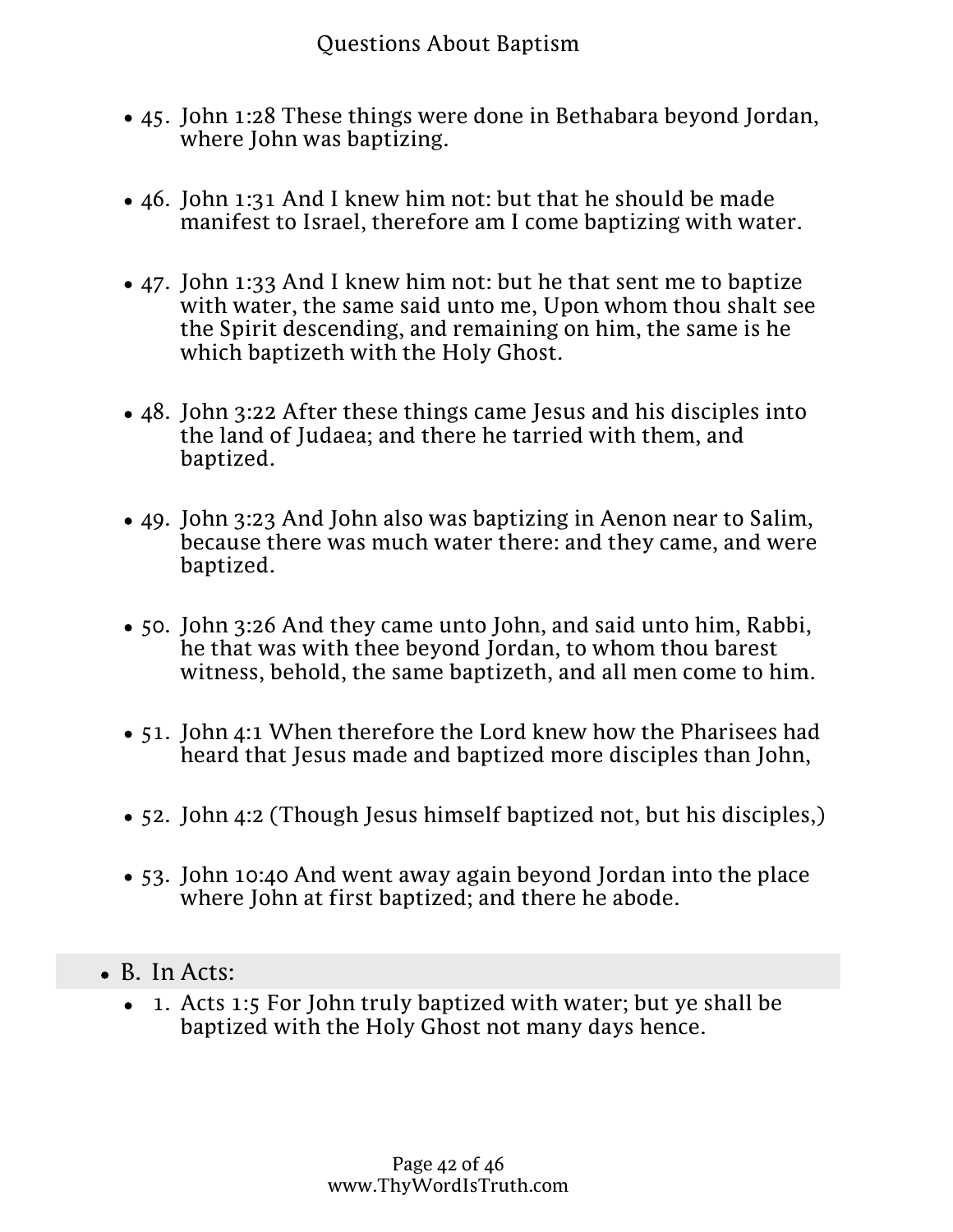- 45. John 1:28 These things were done in Bethabara beyond Jordan, where John was baptizing.

- 46. John 1:31 And I knew him not: but that he should be made manifest to Israel, therefore am I come baptizing with water.

- 47. John 1:33 And I knew him not: but he that sent me to baptize with water, the same said unto me, Upon whom thou shalt see the Spirit descending, and remaining on him, the same is he which baptizeth with the Holy Ghost.

- 48. John 3:22 After these things came Jesus and his disciples into the land of Judaea; and there he tarried with them, and baptized.

- 49. John 3:23 And John also was baptizing in Aenon near to Salim, because there was much water there: and they came, and were baptized.

- 50. John 3:26 And they came unto John, and said unto him, Rabbi, he that was with thee beyond Jordan, to whom thou barest witness, behold, the same baptizeth, and all men come to him.

- 51. John 4:1 When therefore the Lord knew how the Pharisees had heard that Jesus made and baptized more disciples than John,

- 52. John 4:2 (Though Jesus himself baptized not, but his disciples,)

- 53. John 10:40 And went away again beyond Jordan into the place where John at first baptized; and there he abode.

- B. In Acts:
  - 1. Acts 1:5 For John truly baptized with water; but ye shall be baptized with the Holy Ghost not many days hence.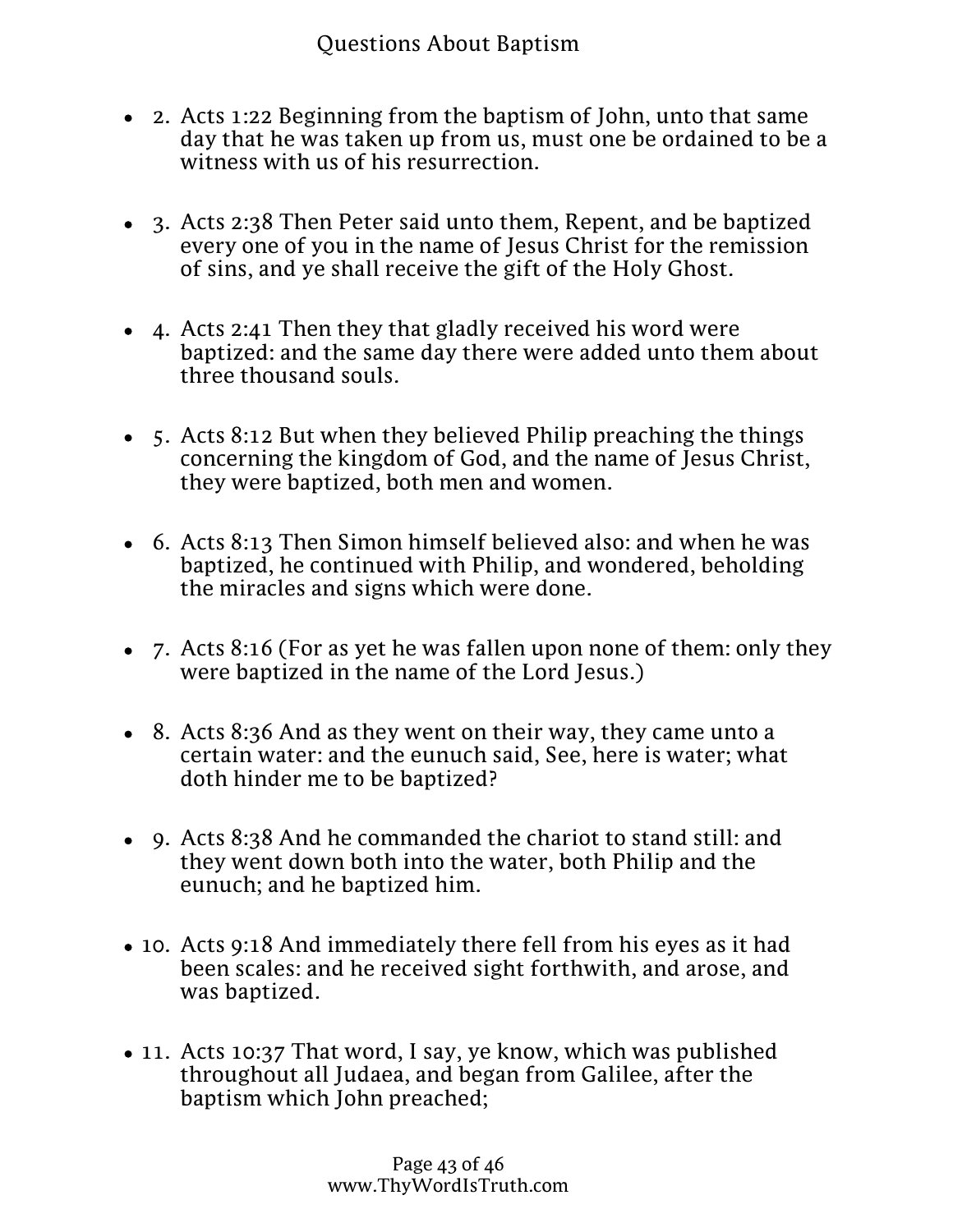2. Acts 1:22 Beginning from the baptism of John, unto that same day that he was taken up from us, must one be ordained to be a witness with us of his resurrection.
3. Acts 2:38 Then Peter said unto them, Repent, and be baptized every one of you in the name of Jesus Christ for the remission of sins, and ye shall receive the gift of the Holy Ghost.
4. Acts 2:41 Then they that gladly received his word were baptized: and the same day there were added unto them about three thousand souls.
5. Acts 8:12 But when they believed Philip preaching the things concerning the kingdom of God, and the name of Jesus Christ, they were baptized, both men and women.
6. Acts 8:13 Then Simon himself believed also: and when he was baptized, he continued with Philip, and wondered, beholding the miracles and signs which were done.
7. Acts 8:16 (For as yet he was fallen upon none of them: only they were baptized in the name of the Lord Jesus.)
8. Acts 8:36 And as they went on their way, they came unto a certain water: and the eunuch said, See, here is water; what doth hinder me to be baptized?
9. Acts 8:38 And he commanded the chariot to stand still: and they went down both into the water, both Philip and the eunuch; and he baptized him.
10. Acts 9:18 And immediately there fell from his eyes as it had been scales: and he received sight forthwith, and arose, and was baptized.
11. Acts 10:37 That word, I say, ye know, which was published throughout all Judaea, and began from Galilee, after the baptism which John preached;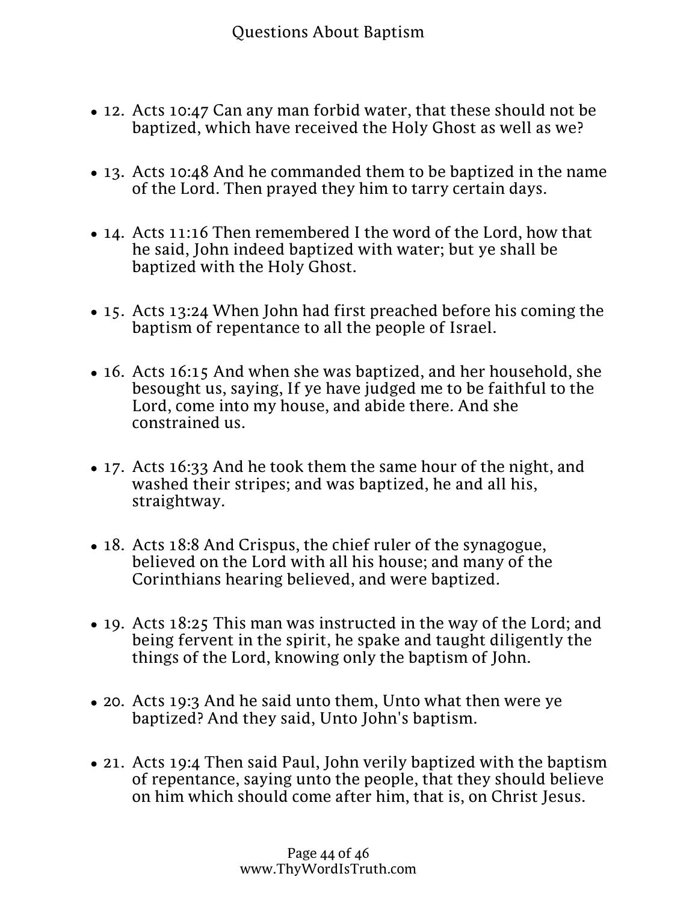- 12. Acts 10:47 Can any man forbid water, that these should not be baptized, which have received the Holy Ghost as well as we?

- 13. Acts 10:48 And he commanded them to be baptized in the name of the Lord. Then prayed they him to tarry certain days.

- 14. Acts 11:16 Then remembered I the word of the Lord, how that he said, John indeed baptized with water; but ye shall be baptized with the Holy Ghost.

- 15. Acts 13:24 When John had first preached before his coming the baptism of repentance to all the people of Israel.

- 16. Acts 16:15 And when she was baptized, and her household, she besought us, saying, If ye have judged me to be faithful to the Lord, come into my house, and abide there. And she constrained us.

- 17. Acts 16:33 And he took them the same hour of the night, and washed their stripes; and was baptized, he and all his, straightway.

- 18. Acts 18:8 And Crispus, the chief ruler of the synagogue, believed on the Lord with all his house; and many of the Corinthians hearing believed, and were baptized.

- 19. Acts 18:25 This man was instructed in the way of the Lord; and being fervent in the spirit, he spake and taught diligently the things of the Lord, knowing only the baptism of John.

- 20. Acts 19:3 And he said unto them, Unto what then were ye baptized? And they said, Unto John's baptism.

- 21. Acts 19:4 Then said Paul, John verily baptized with the baptism of repentance, saying unto the people, that they should believe on him which should come after him, that is, on Christ Jesus.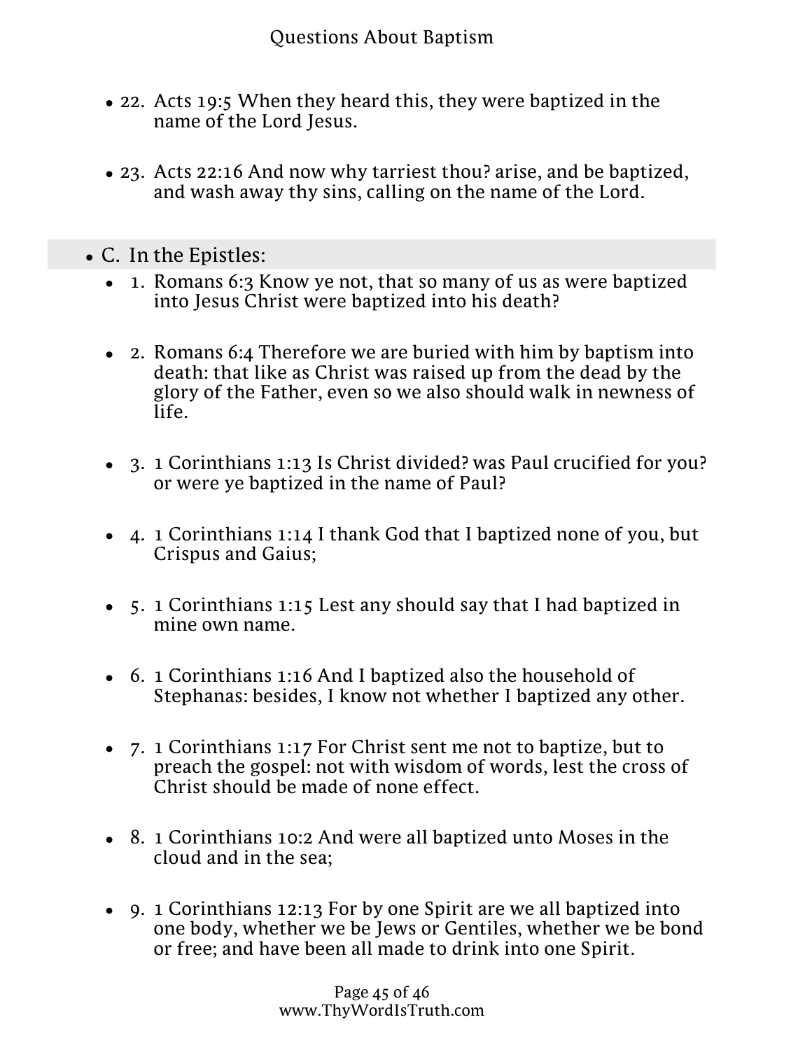- 22. Acts 19:5 When they heard this, they were baptized in the name of the Lord Jesus.

- 23. Acts 22:16 And now why tarriest thou? arise, and be baptized, and wash away thy sins, calling on the name of the Lord.

- C. In the Epistles:
  - 1. Romans 6:3 Know ye not, that so many of us as were baptized into Jesus Christ were baptized into his death?

  - 2. Romans 6:4 Therefore we are buried with him by baptism into death: that like as Christ was raised up from the dead by the glory of the Father, even so we also should walk in newness of life.

  - 3. 1 Corinthians 1:13 Is Christ divided? was Paul crucified for you? or were ye baptized in the name of Paul?

  - 4. 1 Corinthians 1:14 I thank God that I baptized none of you, but Crispus and Gaius;

  - 5. 1 Corinthians 1:15 Lest any should say that I had baptized in mine own name.

  - 6. 1 Corinthians 1:16 And I baptized also the household of Stephanas: besides, I know not whether I baptized any other.

  - 7. 1 Corinthians 1:17 For Christ sent me not to baptize, but to preach the gospel: not with wisdom of words, lest the cross of Christ should be made of none effect.

  - 8. 1 Corinthians 10:2 And were all baptized unto Moses in the cloud and in the sea;

  - 9. 1 Corinthians 12:13 For by one Spirit are we all baptized into one body, whether we be Jews or Gentiles, whether we be bond or free; and have been all made to drink into one Spirit.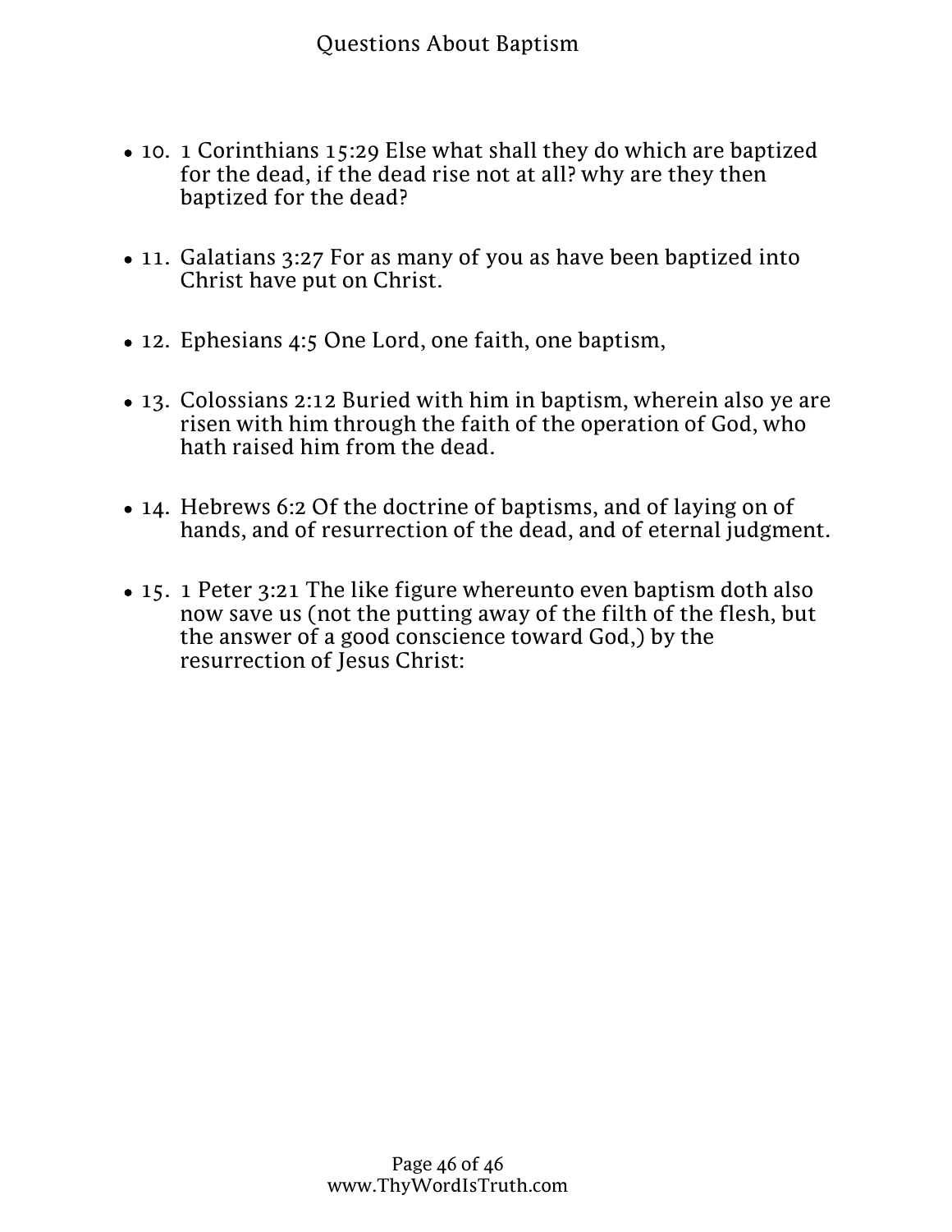- 10. 1 Corinthians 15:29 Else what shall they do which are baptized for the dead, if the dead rise not at all? why are they then baptized for the dead?

- 11. Galatians 3:27 For as many of you as have been baptized into Christ have put on Christ.

- 12. Ephesians 4:5 One Lord, one faith, one baptism,

- 13. Colossians 2:12 Buried with him in baptism, wherein also ye are risen with him through the faith of the operation of God, who hath raised him from the dead.

- 14. Hebrews 6:2 Of the doctrine of baptisms, and of laying on of hands, and of resurrection of the dead, and of eternal judgment.

- 15. 1 Peter 3:21 The like figure whereunto even baptism doth also now save us (not the putting away of the filth of the flesh, but the answer of a good conscience toward God,) by the resurrection of Jesus Christ: